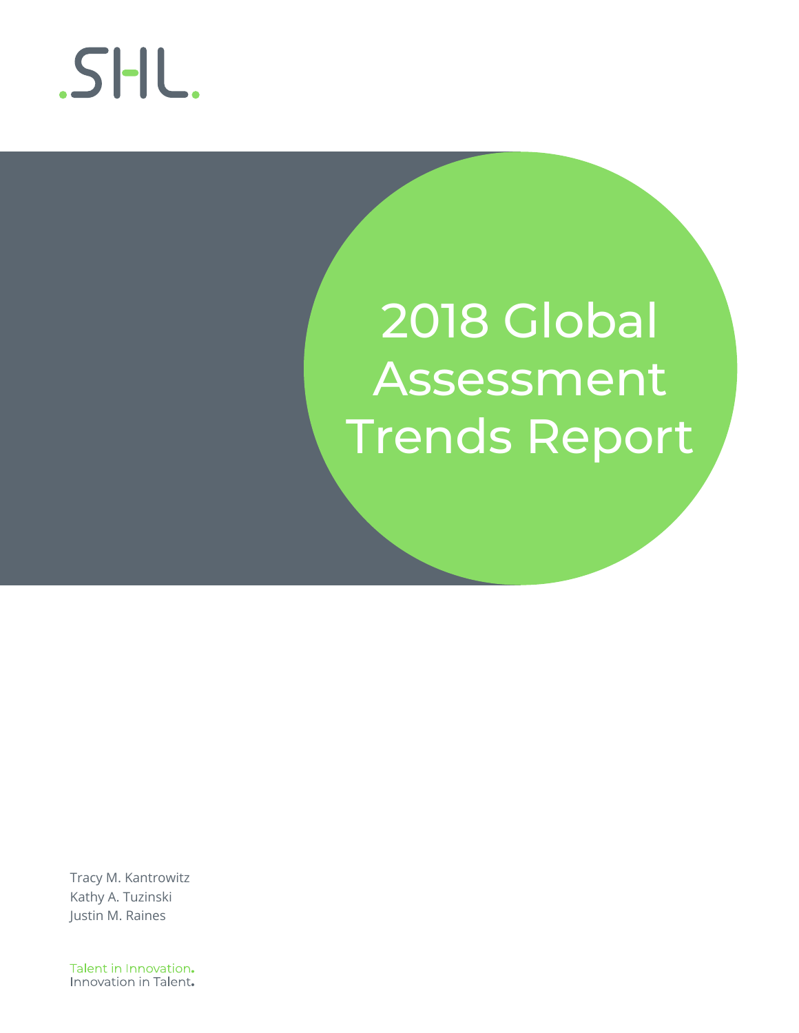.SHL.

# 2018 Global Assessment Trends Report

Tracy M. Kantrowitz
Kathy A. Tuzinski
Justin M. Raines

Talent in Innovation.
Innovation in Talent.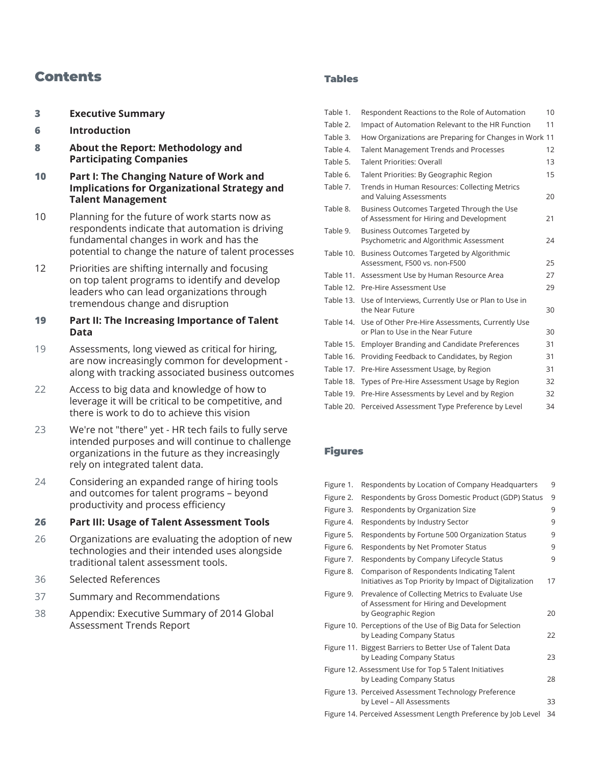## Contents

| | |
|---|---|
| **3** | **Executive Summary** |
| **6** | **Introduction** |
| **8** | **About the Report: Methodology and Participating Companies** |
| **10** | **Part I: The Changing Nature of Work and Implications for Organizational Strategy and Talent Management** |
| 10 | Planning for the future of work starts now as respondents indicate that automation is driving fundamental changes in work and has the potential to change the nature of talent processes |
| 12 | Priorities are shifting internally and focusing on top talent programs to identify and develop leaders who can lead organizations through tremendous change and disruption |
| **19** | **Part II: The Increasing Importance of Talent Data** |
| 19 | Assessments, long viewed as critical for hiring, are now increasingly common for development - along with tracking associated business outcomes |
| 22 | Access to big data and knowledge of how to leverage it will be critical to be competitive, and there is work to do to achieve this vision |
| 23 | We're not "there" yet - HR tech fails to fully serve intended purposes and will continue to challenge organizations in the future as they increasingly rely on integrated talent data. |
| 24 | Considering an expanded range of hiring tools and outcomes for talent programs – beyond productivity and process efficiency |
| **26** | **Part III: Usage of Talent Assessment Tools** |
| 26 | Organizations are evaluating the adoption of new technologies and their intended uses alongside traditional talent assessment tools. |
| 36 | Selected References |
| 37 | Summary and Recommendations |
| 38 | Appendix: Executive Summary of 2014 Global Assessment Trends Report |

### Tables

| | | |
|---|---|---|
| Table 1. | Respondent Reactions to the Role of Automation | 10 |
| Table 2. | Impact of Automation Relevant to the HR Function | 11 |
| Table 3. | How Organizations are Preparing for Changes in Work | 11 |
| Table 4. | Talent Management Trends and Processes | 12 |
| Table 5. | Talent Priorities: Overall | 13 |
| Table 6. | Talent Priorities: By Geographic Region | 15 |
| Table 7. | Trends in Human Resources: Collecting Metrics and Valuing Assessments | 20 |
| Table 8. | Business Outcomes Targeted Through the Use of Assessment for Hiring and Development | 21 |
| Table 9. | Business Outcomes Targeted by Psychometric and Algorithmic Assessment | 24 |
| Table 10. | Business Outcomes Targeted by Algorithmic Assessment, F500 vs. non-F500 | 25 |
| Table 11. | Assessment Use by Human Resource Area | 27 |
| Table 12. | Pre-Hire Assessment Use | 29 |
| Table 13. | Use of Interviews, Currently Use or Plan to Use in the Near Future | 30 |
| Table 14. | Use of Other Pre-Hire Assessments, Currently Use or Plan to Use in the Near Future | 30 |
| Table 15. | Employer Branding and Candidate Preferences | 31 |
| Table 16. | Providing Feedback to Candidates, by Region | 31 |
| Table 17. | Pre-Hire Assessment Usage, by Region | 31 |
| Table 18. | Types of Pre-Hire Assessment Usage by Region | 32 |
| Table 19. | Pre-Hire Assessments by Level and by Region | 32 |
| Table 20. | Perceived Assessment Type Preference by Level | 34 |

### Figures

| | | |
|---|---|---|
| Figure 1. | Respondents by Location of Company Headquarters | 9 |
| Figure 2. | Respondents by Gross Domestic Product (GDP) Status | 9 |
| Figure 3. | Respondents by Organization Size | 9 |
| Figure 4. | Respondents by Industry Sector | 9 |
| Figure 5. | Respondents by Fortune 500 Organization Status | 9 |
| Figure 6. | Respondents by Net Promoter Status | 9 |
| Figure 7. | Respondents by Company Lifecycle Status | 9 |
| Figure 8. | Comparison of Respondents Indicating Talent Initiatives as Top Priority by Impact of Digitalization | 17 |
| Figure 9. | Prevalence of Collecting Metrics to Evaluate Use of Assessment for Hiring and Development by Geographic Region | 20 |
| Figure 10. | Perceptions of the Use of Big Data for Selection by Leading Company Status | 22 |
| Figure 11. | Biggest Barriers to Better Use of Talent Data by Leading Company Status | 23 |
| Figure 12. | Assessment Use for Top 5 Talent Initiatives by Leading Company Status | 28 |
| Figure 13. | Perceived Assessment Technology Preference by Level – All Assessments | 33 |
| Figure 14. | Perceived Assessment Length Preference by Job Level | 34 |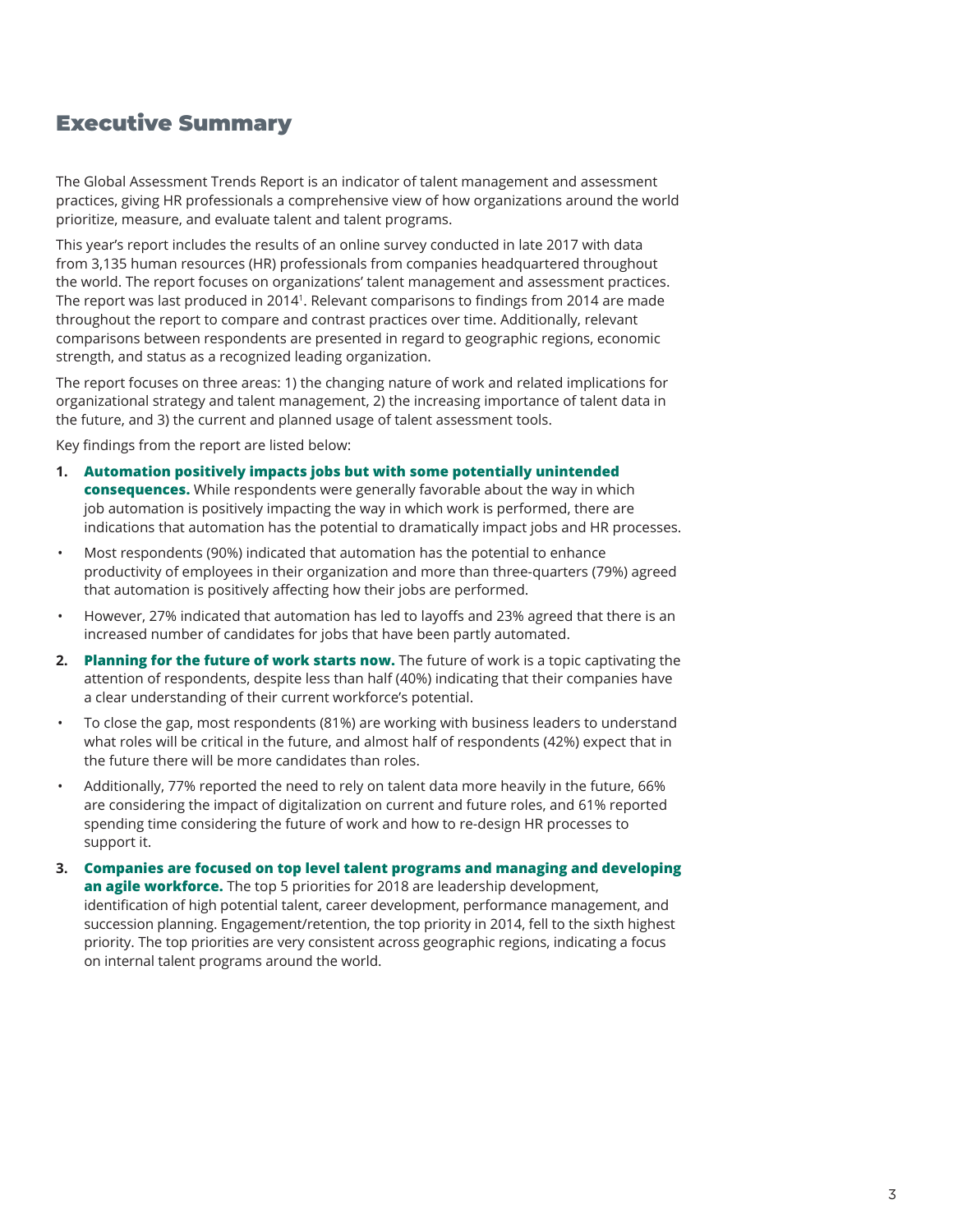## Executive Summary

The Global Assessment Trends Report is an indicator of talent management and assessment practices, giving HR professionals a comprehensive view of how organizations around the world prioritize, measure, and evaluate talent and talent programs.

This year's report includes the results of an online survey conducted in late 2017 with data from 3,135 human resources (HR) professionals from companies headquartered throughout the world. The report focuses on organizations' talent management and assessment practices. The report was last produced in 2014[1]. Relevant comparisons to findings from 2014 are made throughout the report to compare and contrast practices over time. Additionally, relevant comparisons between respondents are presented in regard to geographic regions, economic strength, and status as a recognized leading organization.

The report focuses on three areas: 1) the changing nature of work and related implications for organizational strategy and talent management, 2) the increasing importance of talent data in the future, and 3) the current and planned usage of talent assessment tools.

Key findings from the report are listed below:

1. **Automation positively impacts jobs but with some potentially unintended consequences.** While respondents were generally favorable about the way in which job automation is positively impacting the way in which work is performed, there are indications that automation has the potential to dramatically impact jobs and HR processes.

- Most respondents (90%) indicated that automation has the potential to enhance productivity of employees in their organization and more than three-quarters (79%) agreed that automation is positively affecting how their jobs are performed.
- However, 27% indicated that automation has led to layoffs and 23% agreed that there is an increased number of candidates for jobs that have been partly automated.

2. **Planning for the future of work starts now.** The future of work is a topic captivating the attention of respondents, despite less than half (40%) indicating that their companies have a clear understanding of their current workforce's potential.

- To close the gap, most respondents (81%) are working with business leaders to understand what roles will be critical in the future, and almost half of respondents (42%) expect that in the future there will be more candidates than roles.
- Additionally, 77% reported the need to rely on talent data more heavily in the future, 66% are considering the impact of digitalization on current and future roles, and 61% reported spending time considering the future of work and how to re-design HR processes to support it.

3. **Companies are focused on top level talent programs and managing and developing an agile workforce.** The top 5 priorities for 2018 are leadership development, identification of high potential talent, career development, performance management, and succession planning. Engagement/retention, the top priority in 2014, fell to the sixth highest priority. The top priorities are very consistent across geographic regions, indicating a focus on internal talent programs around the world.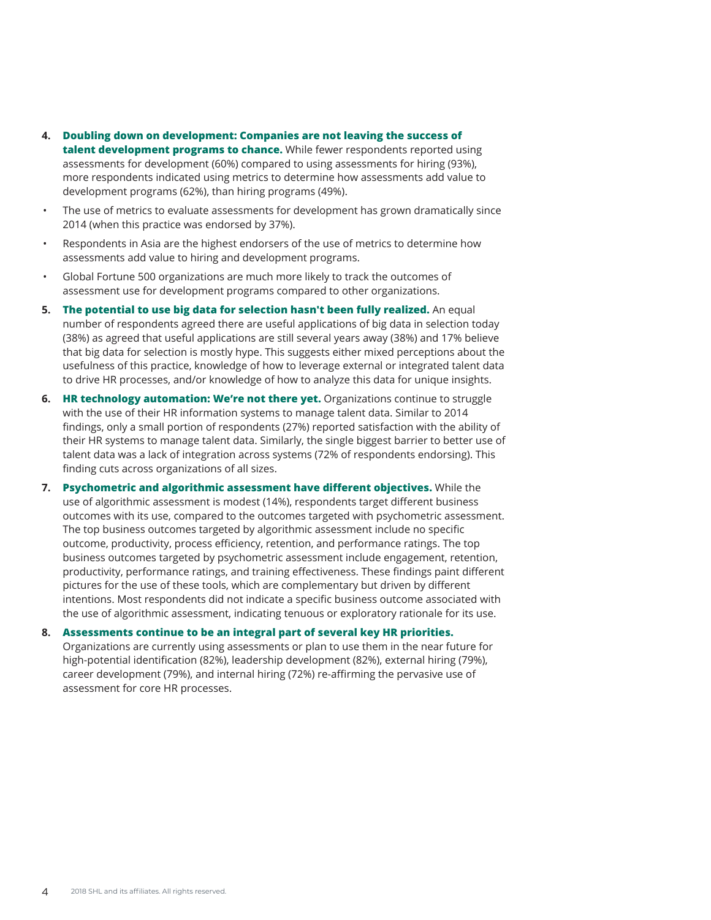4. **Doubling down on development: Companies are not leaving the success of talent development programs to chance.** While fewer respondents reported using assessments for development (60%) compared to using assessments for hiring (93%), more respondents indicated using metrics to determine how assessments add value to development programs (62%), than hiring programs (49%).

- The use of metrics to evaluate assessments for development has grown dramatically since 2014 (when this practice was endorsed by 37%).
- Respondents in Asia are the highest endorsers of the use of metrics to determine how assessments add value to hiring and development programs.
- Global Fortune 500 organizations are much more likely to track the outcomes of assessment use for development programs compared to other organizations.

5. **The potential to use big data for selection hasn't been fully realized.** An equal number of respondents agreed there are useful applications of big data in selection today (38%) as agreed that useful applications are still several years away (38%) and 17% believe that big data for selection is mostly hype. This suggests either mixed perceptions about the usefulness of this practice, knowledge of how to leverage external or integrated talent data to drive HR processes, and/or knowledge of how to analyze this data for unique insights.

6. **HR technology automation: We're not there yet.** Organizations continue to struggle with the use of their HR information systems to manage talent data. Similar to 2014 findings, only a small portion of respondents (27%) reported satisfaction with the ability of their HR systems to manage talent data. Similarly, the single biggest barrier to better use of talent data was a lack of integration across systems (72% of respondents endorsing). This finding cuts across organizations of all sizes.

7. **Psychometric and algorithmic assessment have different objectives.** While the use of algorithmic assessment is modest (14%), respondents target different business outcomes with its use, compared to the outcomes targeted with psychometric assessment. The top business outcomes targeted by algorithmic assessment include no specific outcome, productivity, process efficiency, retention, and performance ratings. The top business outcomes targeted by psychometric assessment include engagement, retention, productivity, performance ratings, and training effectiveness. These findings paint different pictures for the use of these tools, which are complementary but driven by different intentions. Most respondents did not indicate a specific business outcome associated with the use of algorithmic assessment, indicating tenuous or exploratory rationale for its use.

8. **Assessments continue to be an integral part of several key HR priorities.** Organizations are currently using assessments or plan to use them in the near future for high-potential identification (82%), leadership development (82%), external hiring (79%), career development (79%), and internal hiring (72%) re-affirming the pervasive use of assessment for core HR processes.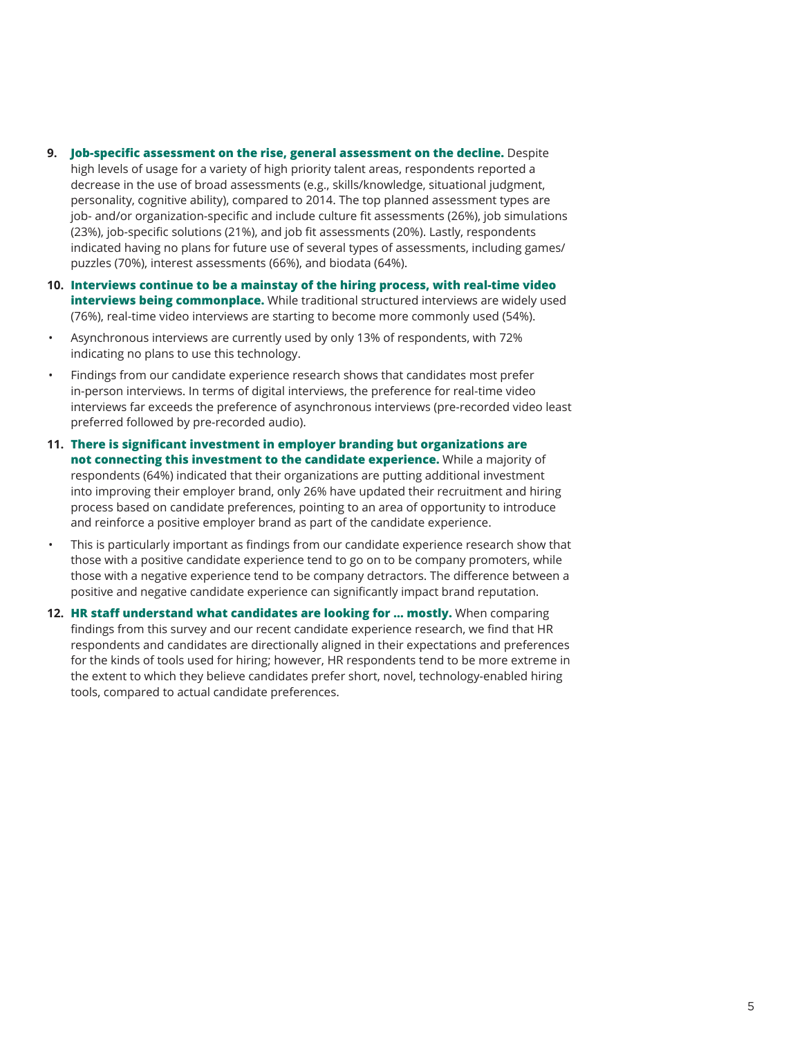9. **Job-specific assessment on the rise, general assessment on the decline.** Despite high levels of usage for a variety of high priority talent areas, respondents reported a decrease in the use of broad assessments (e.g., skills/knowledge, situational judgment, personality, cognitive ability), compared to 2014. The top planned assessment types are job- and/or organization-specific and include culture fit assessments (26%), job simulations (23%), job-specific solutions (21%), and job fit assessments (20%). Lastly, respondents indicated having no plans for future use of several types of assessments, including games/puzzles (70%), interest assessments (66%), and biodata (64%).

10. **Interviews continue to be a mainstay of the hiring process, with real-time video interviews being commonplace.** While traditional structured interviews are widely used (76%), real-time video interviews are starting to become more commonly used (54%).

- Asynchronous interviews are currently used by only 13% of respondents, with 72% indicating no plans to use this technology.
- Findings from our candidate experience research shows that candidates most prefer in-person interviews. In terms of digital interviews, the preference for real-time video interviews far exceeds the preference of asynchronous interviews (pre-recorded video least preferred followed by pre-recorded audio).

11. **There is significant investment in employer branding but organizations are not connecting this investment to the candidate experience.** While a majority of respondents (64%) indicated that their organizations are putting additional investment into improving their employer brand, only 26% have updated their recruitment and hiring process based on candidate preferences, pointing to an area of opportunity to introduce and reinforce a positive employer brand as part of the candidate experience.

- This is particularly important as findings from our candidate experience research show that those with a positive candidate experience tend to go on to be company promoters, while those with a negative experience tend to be company detractors. The difference between a positive and negative candidate experience can significantly impact brand reputation.

12. **HR staff understand what candidates are looking for ... mostly.** When comparing findings from this survey and our recent candidate experience research, we find that HR respondents and candidates are directionally aligned in their expectations and preferences for the kinds of tools used for hiring; however, HR respondents tend to be more extreme in the extent to which they believe candidates prefer short, novel, technology-enabled hiring tools, compared to actual candidate preferences.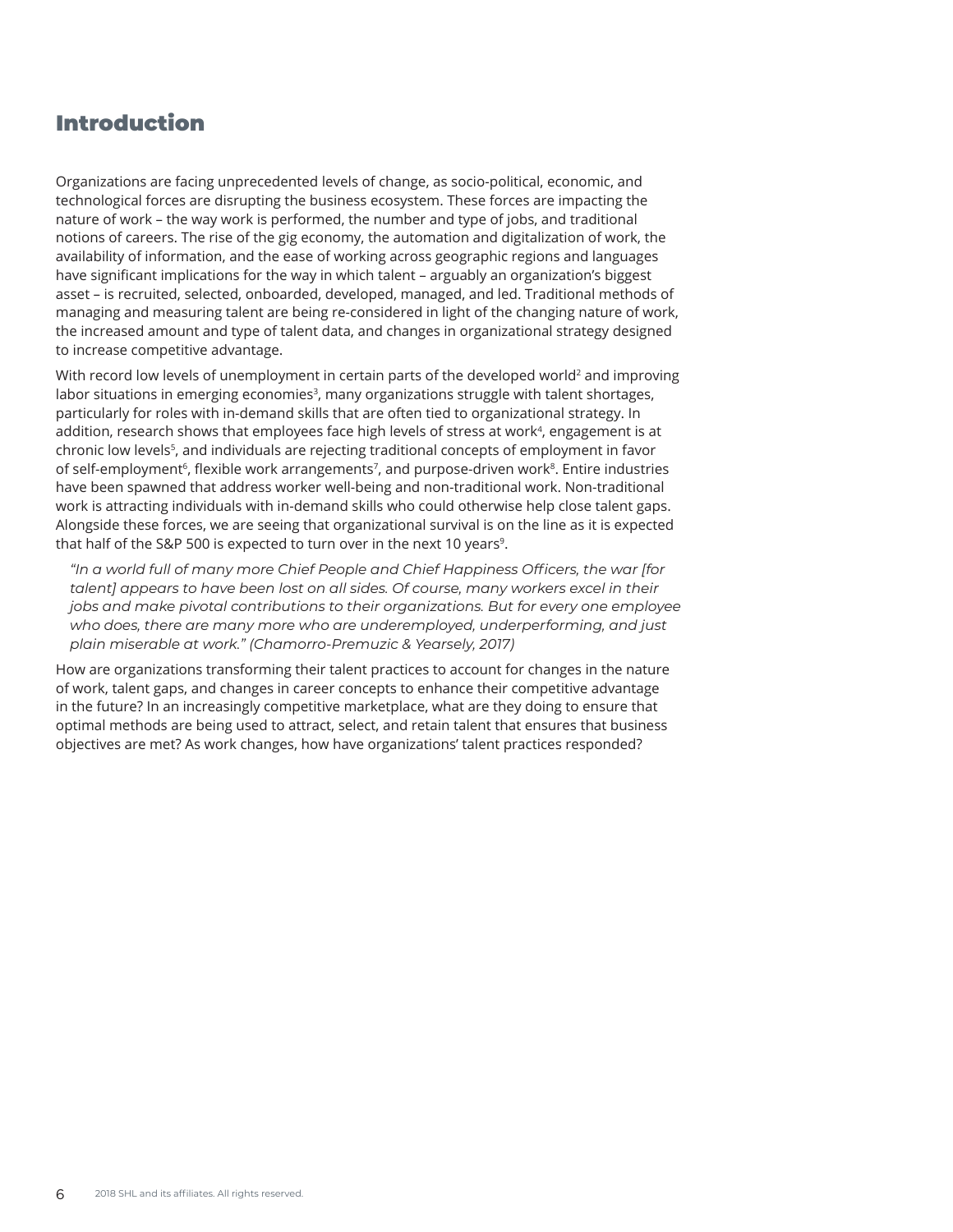# Introduction

Organizations are facing unprecedented levels of change, as socio-political, economic, and technological forces are disrupting the business ecosystem. These forces are impacting the nature of work – the way work is performed, the number and type of jobs, and traditional notions of careers. The rise of the gig economy, the automation and digitalization of work, the availability of information, and the ease of working across geographic regions and languages have significant implications for the way in which talent – arguably an organization's biggest asset – is recruited, selected, onboarded, developed, managed, and led. Traditional methods of managing and measuring talent are being re-considered in light of the changing nature of work, the increased amount and type of talent data, and changes in organizational strategy designed to increase competitive advantage.

With record low levels of unemployment in certain parts of the developed world[2] and improving labor situations in emerging economies[3], many organizations struggle with talent shortages, particularly for roles with in-demand skills that are often tied to organizational strategy. In addition, research shows that employees face high levels of stress at work[4], engagement is at chronic low levels[5], and individuals are rejecting traditional concepts of employment in favor of self-employment[6], flexible work arrangements[7], and purpose-driven work[8]. Entire industries have been spawned that address worker well-being and non-traditional work. Non-traditional work is attracting individuals with in-demand skills who could otherwise help close talent gaps. Alongside these forces, we are seeing that organizational survival is on the line as it is expected that half of the S&P 500 is expected to turn over in the next 10 years[9].

> *"In a world full of many more Chief People and Chief Happiness Officers, the war [for talent] appears to have been lost on all sides. Of course, many workers excel in their jobs and make pivotal contributions to their organizations. But for every one employee who does, there are many more who are underemployed, underperforming, and just plain miserable at work." (Chamorro-Premuzic & Yearsely, 2017)*

How are organizations transforming their talent practices to account for changes in the nature of work, talent gaps, and changes in career concepts to enhance their competitive advantage in the future? In an increasingly competitive marketplace, what are they doing to ensure that optimal methods are being used to attract, select, and retain talent that ensures that business objectives are met? As work changes, how have organizations' talent practices responded?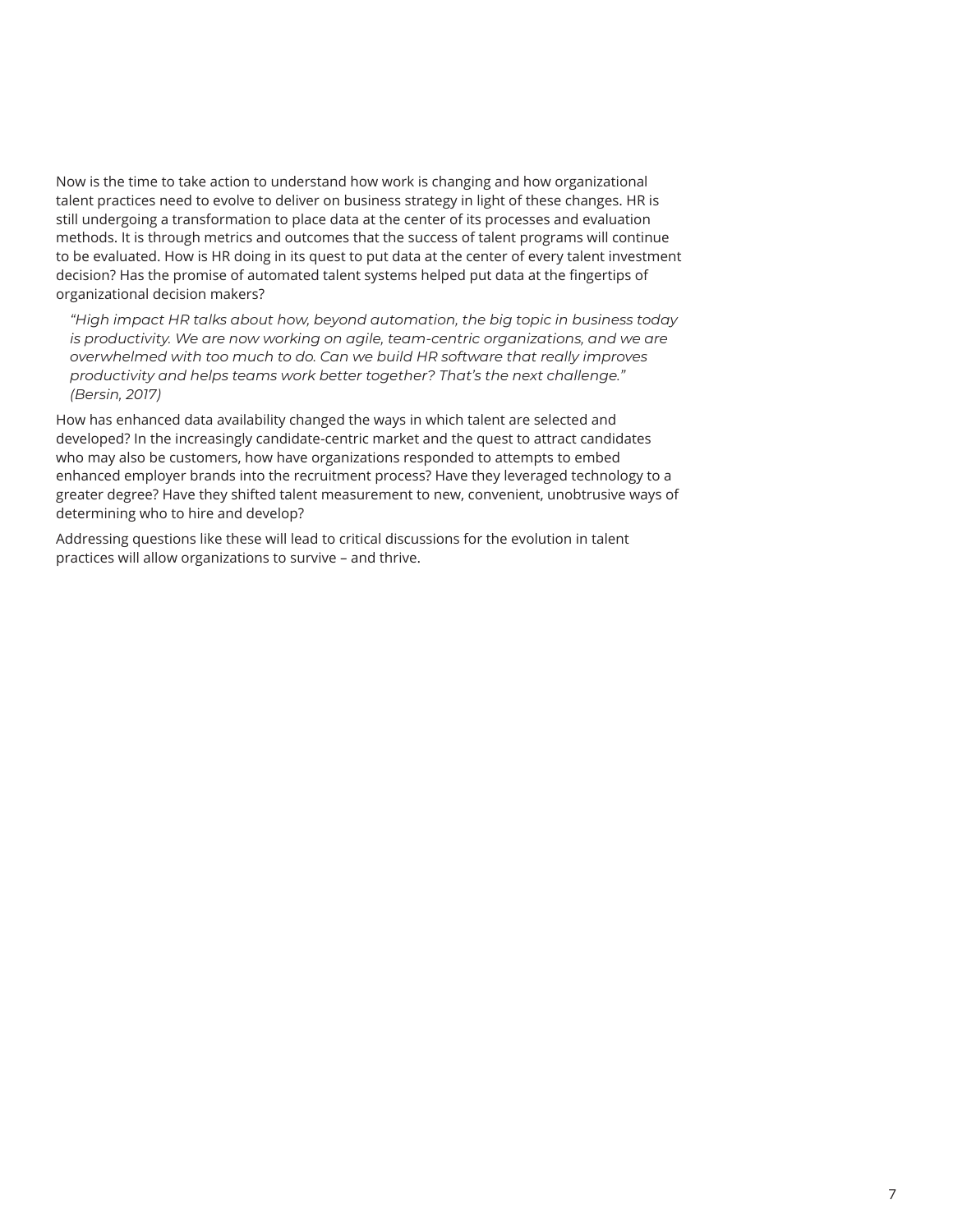Now is the time to take action to understand how work is changing and how organizational talent practices need to evolve to deliver on business strategy in light of these changes. HR is still undergoing a transformation to place data at the center of its processes and evaluation methods. It is through metrics and outcomes that the success of talent programs will continue to be evaluated. How is HR doing in its quest to put data at the center of every talent investment decision? Has the promise of automated talent systems helped put data at the fingertips of organizational decision makers?

> *"High impact HR talks about how, beyond automation, the big topic in business today is productivity. We are now working on agile, team-centric organizations, and we are overwhelmed with too much to do. Can we build HR software that really improves productivity and helps teams work better together? That's the next challenge." (Bersin, 2017)*

How has enhanced data availability changed the ways in which talent are selected and developed? In the increasingly candidate-centric market and the quest to attract candidates who may also be customers, how have organizations responded to attempts to embed enhanced employer brands into the recruitment process? Have they leveraged technology to a greater degree? Have they shifted talent measurement to new, convenient, unobtrusive ways of determining who to hire and develop?

Addressing questions like these will lead to critical discussions for the evolution in talent practices will allow organizations to survive – and thrive.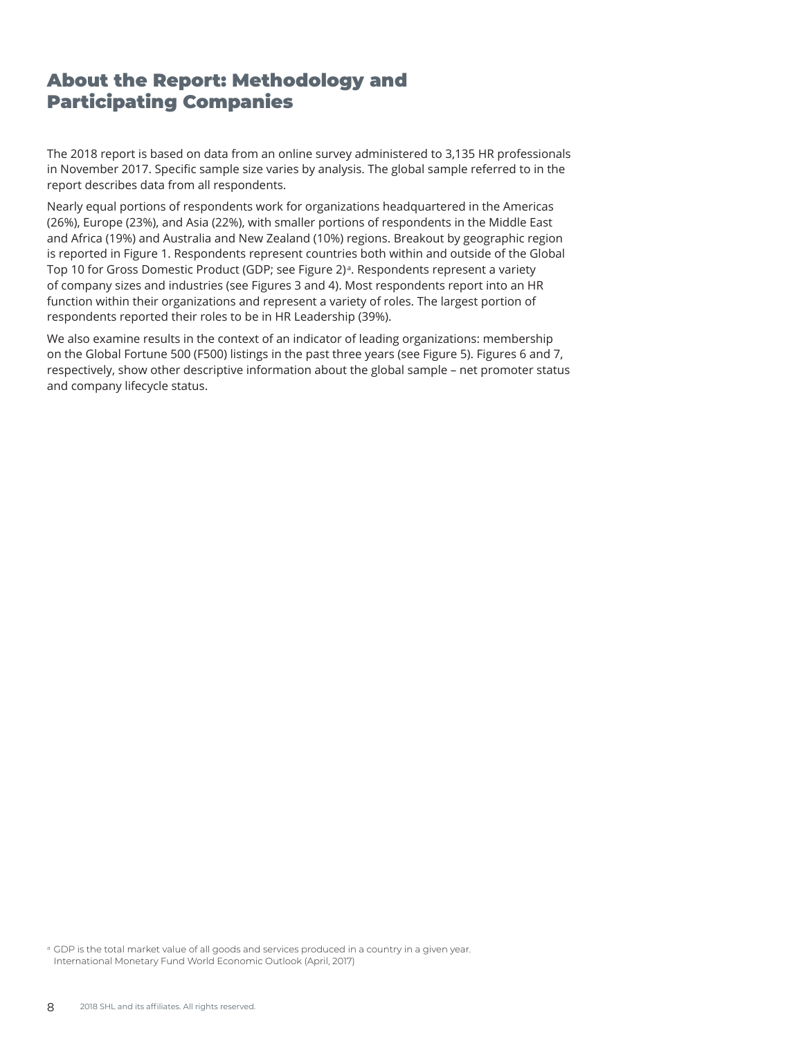# About the Report: Methodology and Participating Companies

The 2018 report is based on data from an online survey administered to 3,135 HR professionals in November 2017. Specific sample size varies by analysis. The global sample referred to in the report describes data from all respondents.

Nearly equal portions of respondents work for organizations headquartered in the Americas (26%), Europe (23%), and Asia (22%), with smaller portions of respondents in the Middle East and Africa (19%) and Australia and New Zealand (10%) regions. Breakout by geographic region is reported in Figure 1. Respondents represent countries both within and outside of the Global Top 10 for Gross Domestic Product (GDP; see Figure 2)[a]. Respondents represent a variety of company sizes and industries (see Figures 3 and 4). Most respondents report into an HR function within their organizations and represent a variety of roles. The largest portion of respondents reported their roles to be in HR Leadership (39%).

We also examine results in the context of an indicator of leading organizations: membership on the Global Fortune 500 (F500) listings in the past three years (see Figure 5). Figures 6 and 7, respectively, show other descriptive information about the global sample – net promoter status and company lifecycle status.

[a] GDP is the total market value of all goods and services produced in a country in a given year. International Monetary Fund World Economic Outlook (April, 2017)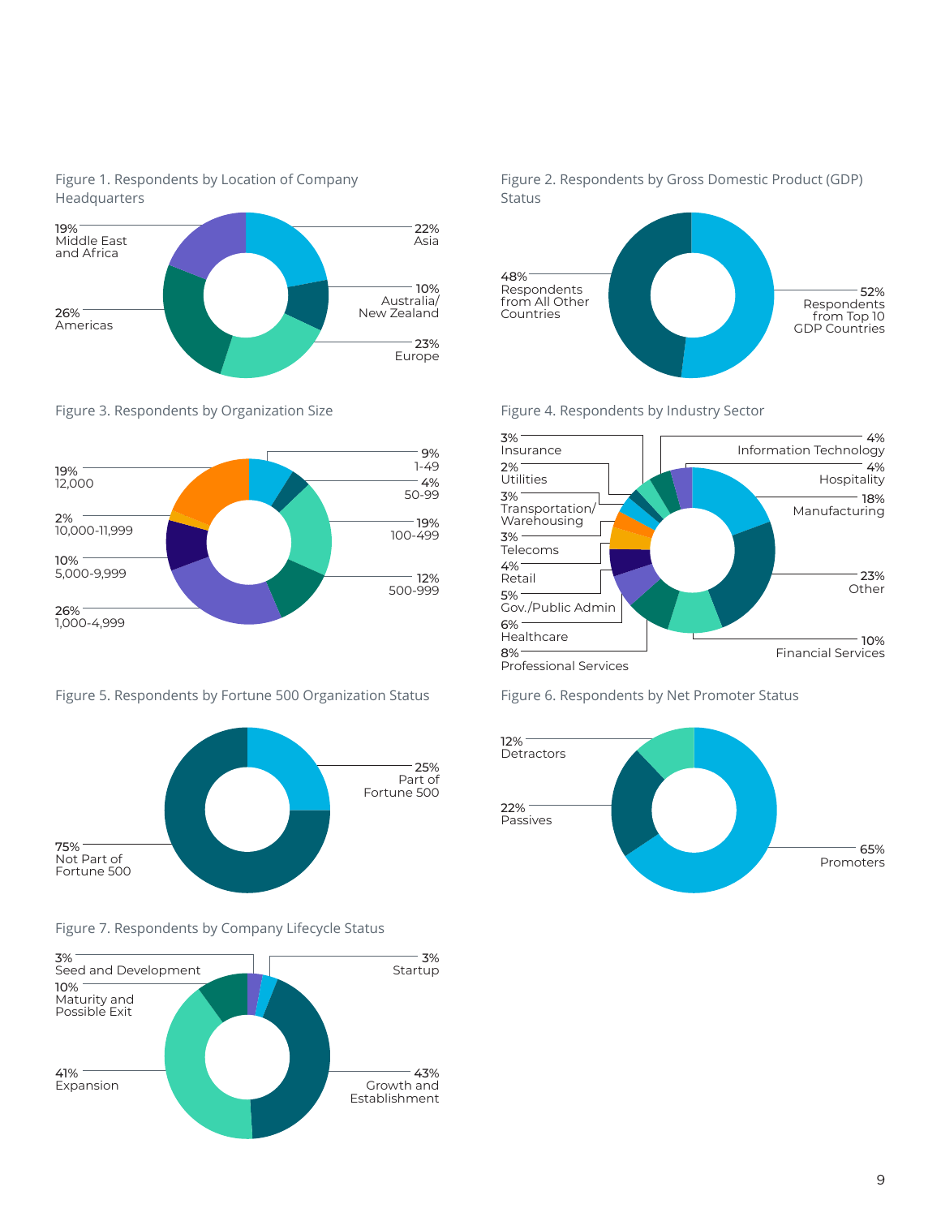Figure 1. Respondents by Location of Company Headquarters

19%
Middle East and Africa

22%
Asia

10%
Australia/ New Zealand

26%
Americas

23%
Europe

Figure 2. Respondents by Gross Domestic Product (GDP) Status

48%
Respondents from All Other Countries

52%
Respondents from Top 10 GDP Countries

Figure 3. Respondents by Organization Size

19%
12,000

9%
1-49

4%
50-99

2%
10,000-11,999

19%
100-499

10%
5,000-9,999

12%
500-999

26%
1,000-4,999

Figure 4. Respondents by Industry Sector

3%
Insurance

4%
Information Technology

2%
Utilities

4%
Hospitality

3%
Transportation/ Warehousing

18%
Manufacturing

3%
Telecoms

4%
Retail

23%
Other

5%
Gov./Public Admin

6%
Healthcare

10%
Financial Services

8%
Professional Services

Figure 5. Respondents by Fortune 500 Organization Status

25%
Part of Fortune 500

75%
Not Part of Fortune 500

Figure 6. Respondents by Net Promoter Status

12%
Detractors

22%
Passives

65%
Promoters

Figure 7. Respondents by Company Lifecycle Status

3%
Seed and Development

3%
Startup

10%
Maturity and Possible Exit

41%
Expansion

43%
Growth and Establishment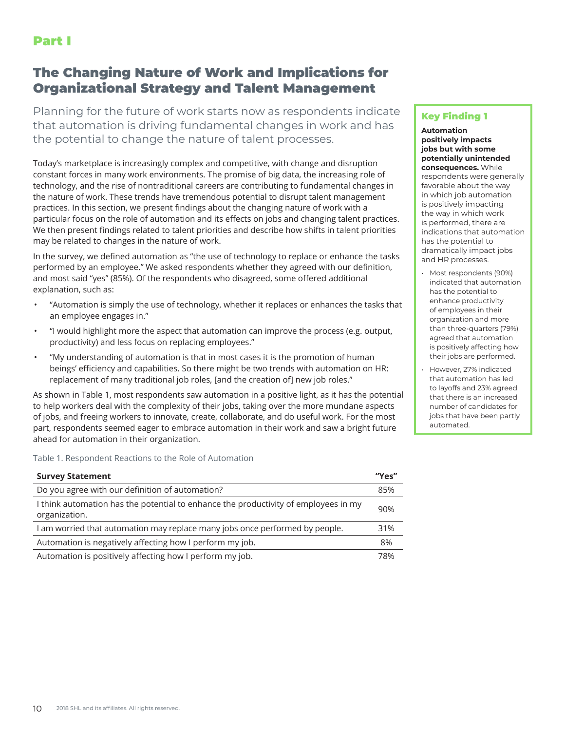# Part I

## The Changing Nature of Work and Implications for Organizational Strategy and Talent Management

Planning for the future of work starts now as respondents indicate that automation is driving fundamental changes in work and has the potential to change the nature of talent processes.

Today's marketplace is increasingly complex and competitive, with change and disruption constant forces in many work environments. The promise of big data, the increasing role of technology, and the rise of nontraditional careers are contributing to fundamental changes in the nature of work. These trends have tremendous potential to disrupt talent management practices. In this section, we present findings about the changing nature of work with a particular focus on the role of automation and its effects on jobs and changing talent practices. We then present findings related to talent priorities and describe how shifts in talent priorities may be related to changes in the nature of work.

In the survey, we defined automation as "the use of technology to replace or enhance the tasks performed by an employee." We asked respondents whether they agreed with our definition, and most said "yes" (85%). Of the respondents who disagreed, some offered additional explanation, such as:

- "Automation is simply the use of technology, whether it replaces or enhances the tasks that an employee engages in."
- "I would highlight more the aspect that automation can improve the process (e.g. output, productivity) and less focus on replacing employees."
- "My understanding of automation is that in most cases it is the promotion of human beings' efficiency and capabilities. So there might be two trends with automation on HR: replacement of many traditional job roles, [and the creation of] new job roles."

As shown in Table 1, most respondents saw automation in a positive light, as it has the potential to help workers deal with the complexity of their jobs, taking over the more mundane aspects of jobs, and freeing workers to innovate, create, collaborate, and do useful work. For the most part, respondents seemed eager to embrace automation in their work and saw a bright future ahead for automation in their organization.

Table 1. Respondent Reactions to the Role of Automation

| Survey Statement | "Yes" |
|---|---|
| Do you agree with our definition of automation? | 85% |
| I think automation has the potential to enhance the productivity of employees in my organization. | 90% |
| I am worried that automation may replace many jobs once performed by people. | 31% |
| Automation is negatively affecting how I perform my job. | 8% |
| Automation is positively affecting how I perform my job. | 78% |

### Key Finding 1

**Automation positively impacts jobs but with some potentially unintended consequences.** While respondents were generally favorable about the way in which job automation is positively impacting the way in which work is performed, there are indications that automation has the potential to dramatically impact jobs and HR processes.

- Most respondents (90%) indicated that automation has the potential to enhance productivity of employees in their organization and more than three-quarters (79%) agreed that automation is positively affecting how their jobs are performed.
- However, 27% indicated that automation has led to layoffs and 23% agreed that there is an increased number of candidates for jobs that have been partly automated.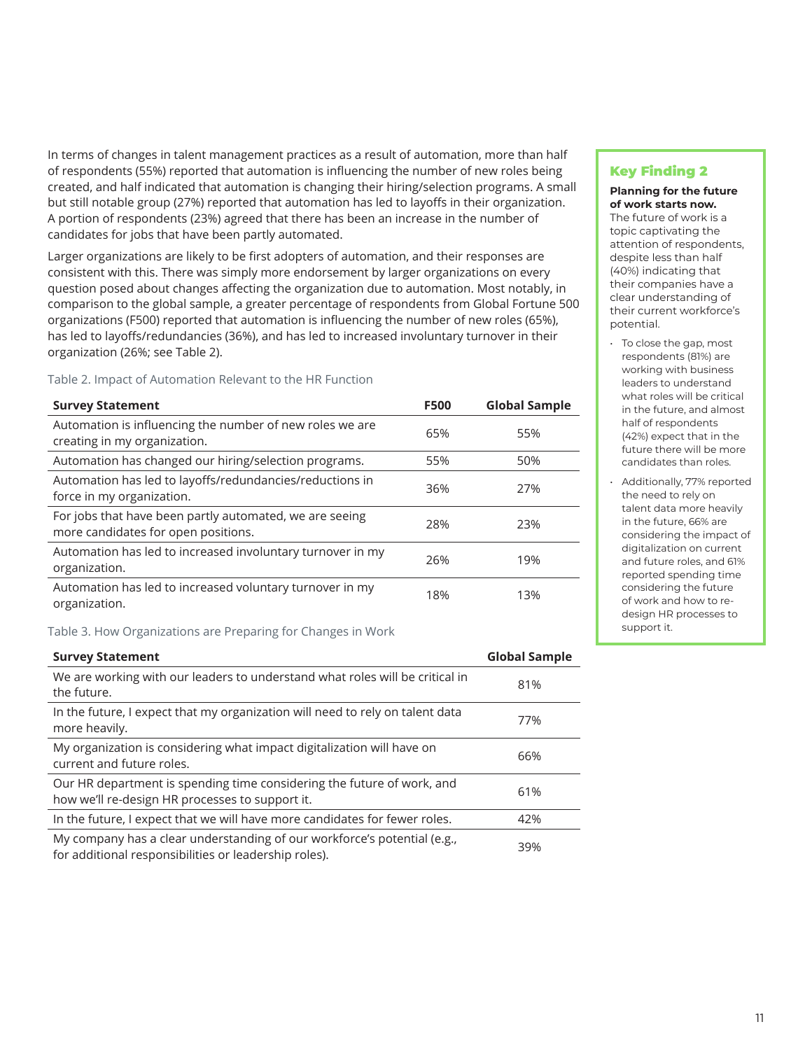In terms of changes in talent management practices as a result of automation, more than half of respondents (55%) reported that automation is influencing the number of new roles being created, and half indicated that automation is changing their hiring/selection programs. A small but still notable group (27%) reported that automation has led to layoffs in their organization. A portion of respondents (23%) agreed that there has been an increase in the number of candidates for jobs that have been partly automated.

Larger organizations are likely to be first adopters of automation, and their responses are consistent with this. There was simply more endorsement by larger organizations on every question posed about changes affecting the organization due to automation. Most notably, in comparison to the global sample, a greater percentage of respondents from Global Fortune 500 organizations (F500) reported that automation is influencing the number of new roles (65%), has led to layoffs/redundancies (36%), and has led to increased involuntary turnover in their organization (26%; see Table 2).

Table 2. Impact of Automation Relevant to the HR Function

| Survey Statement | F500 | Global Sample |
|---|---|---|
| Automation is influencing the number of new roles we are creating in my organization. | 65% | 55% |
| Automation has changed our hiring/selection programs. | 55% | 50% |
| Automation has led to layoffs/redundancies/reductions in force in my organization. | 36% | 27% |
| For jobs that have been partly automated, we are seeing more candidates for open positions. | 28% | 23% |
| Automation has led to increased involuntary turnover in my organization. | 26% | 19% |
| Automation has led to increased voluntary turnover in my organization. | 18% | 13% |

Table 3. How Organizations are Preparing for Changes in Work

| Survey Statement | Global Sample |
|---|---|
| We are working with our leaders to understand what roles will be critical in the future. | 81% |
| In the future, I expect that my organization will need to rely on talent data more heavily. | 77% |
| My organization is considering what impact digitalization will have on current and future roles. | 66% |
| Our HR department is spending time considering the future of work, and how we'll re-design HR processes to support it. | 61% |
| In the future, I expect that we will have more candidates for fewer roles. | 42% |
| My company has a clear understanding of our workforce's potential (e.g., for additional responsibilities or leadership roles). | 39% |

### Key Finding 2

**Planning for the future of work starts now.** The future of work is a topic captivating the attention of respondents, despite less than half (40%) indicating that their companies have a clear understanding of their current workforce's potential.

- To close the gap, most respondents (81%) are working with business leaders to understand what roles will be critical in the future, and almost half of respondents (42%) expect that in the future there will be more candidates than roles.
- Additionally, 77% reported the need to rely on talent data more heavily in the future, 66% are considering the impact of digitalization on current and future roles, and 61% reported spending time considering the future of work and how to re-design HR processes to support it.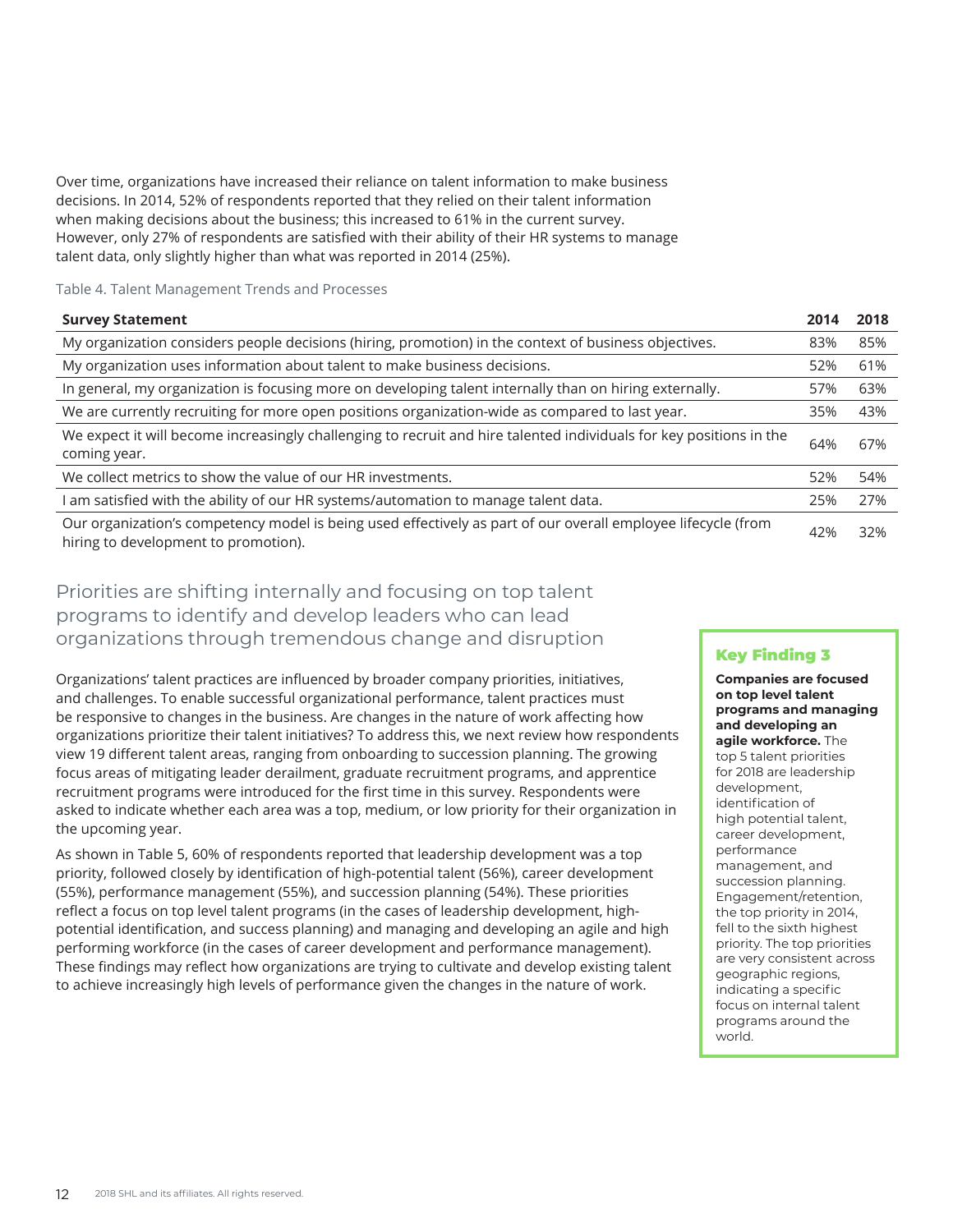Over time, organizations have increased their reliance on talent information to make business decisions. In 2014, 52% of respondents reported that they relied on their talent information when making decisions about the business; this increased to 61% in the current survey. However, only 27% of respondents are satisfied with their ability of their HR systems to manage talent data, only slightly higher than what was reported in 2014 (25%).

Table 4. Talent Management Trends and Processes

| Survey Statement | 2014 | 2018 |
| --- | --- | --- |
| My organization considers people decisions (hiring, promotion) in the context of business objectives. | 83% | 85% |
| My organization uses information about talent to make business decisions. | 52% | 61% |
| In general, my organization is focusing more on developing talent internally than on hiring externally. | 57% | 63% |
| We are currently recruiting for more open positions organization-wide as compared to last year. | 35% | 43% |
| We expect it will become increasingly challenging to recruit and hire talented individuals for key positions in the coming year. | 64% | 67% |
| We collect metrics to show the value of our HR investments. | 52% | 54% |
| I am satisfied with the ability of our HR systems/automation to manage talent data. | 25% | 27% |
| Our organization's competency model is being used effectively as part of our overall employee lifecycle (from hiring to development to promotion). | 42% | 32% |

## Priorities are shifting internally and focusing on top talent programs to identify and develop leaders who can lead organizations through tremendous change and disruption

Organizations' talent practices are influenced by broader company priorities, initiatives, and challenges. To enable successful organizational performance, talent practices must be responsive to changes in the business. Are changes in the nature of work affecting how organizations prioritize their talent initiatives? To address this, we next review how respondents view 19 different talent areas, ranging from onboarding to succession planning. The growing focus areas of mitigating leader derailment, graduate recruitment programs, and apprentice recruitment programs were introduced for the first time in this survey. Respondents were asked to indicate whether each area was a top, medium, or low priority for their organization in the upcoming year.

As shown in Table 5, 60% of respondents reported that leadership development was a top priority, followed closely by identification of high-potential talent (56%), career development (55%), performance management (55%), and succession planning (54%). These priorities reflect a focus on top level talent programs (in the cases of leadership development, high-potential identification, and success planning) and managing and developing an agile and high performing workforce (in the cases of career development and performance management). These findings may reflect how organizations are trying to cultivate and develop existing talent to achieve increasingly high levels of performance given the changes in the nature of work.

### Key Finding 3

**Companies are focused on top level talent programs and managing and developing an agile workforce.** The top 5 talent priorities for 2018 are leadership development, identification of high potential talent, career development, performance management, and succession planning. Engagement/retention, the top priority in 2014, fell to the sixth highest priority. The top priorities are very consistent across geographic regions, indicating a specific focus on internal talent programs around the world.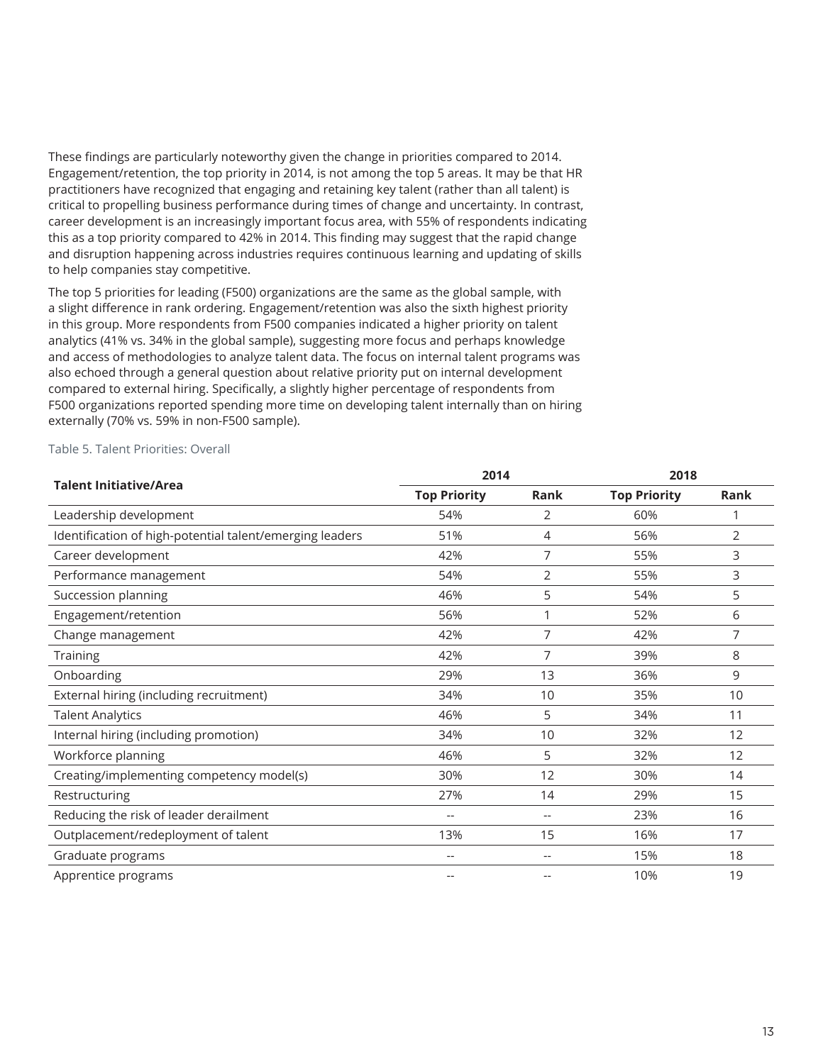These findings are particularly noteworthy given the change in priorities compared to 2014. Engagement/retention, the top priority in 2014, is not among the top 5 areas. It may be that HR practitioners have recognized that engaging and retaining key talent (rather than all talent) is critical to propelling business performance during times of change and uncertainty. In contrast, career development is an increasingly important focus area, with 55% of respondents indicating this as a top priority compared to 42% in 2014. This finding may suggest that the rapid change and disruption happening across industries requires continuous learning and updating of skills to help companies stay competitive.

The top 5 priorities for leading (F500) organizations are the same as the global sample, with a slight difference in rank ordering. Engagement/retention was also the sixth highest priority in this group. More respondents from F500 companies indicated a higher priority on talent analytics (41% vs. 34% in the global sample), suggesting more focus and perhaps knowledge and access of methodologies to analyze talent data. The focus on internal talent programs was also echoed through a general question about relative priority put on internal development compared to external hiring. Specifically, a slightly higher percentage of respondents from F500 organizations reported spending more time on developing talent internally than on hiring externally (70% vs. 59% in non-F500 sample).

Table 5. Talent Priorities: Overall

| Talent Initiative/Area | 2014 | | 2018 | |
|---|---|---|---|---|
| | Top Priority | Rank | Top Priority | Rank |
| Leadership development | 54% | 2 | 60% | 1 |
| Identification of high-potential talent/emerging leaders | 51% | 4 | 56% | 2 |
| Career development | 42% | 7 | 55% | 3 |
| Performance management | 54% | 2 | 55% | 3 |
| Succession planning | 46% | 5 | 54% | 5 |
| Engagement/retention | 56% | 1 | 52% | 6 |
| Change management | 42% | 7 | 42% | 7 |
| Training | 42% | 7 | 39% | 8 |
| Onboarding | 29% | 13 | 36% | 9 |
| External hiring (including recruitment) | 34% | 10 | 35% | 10 |
| Talent Analytics | 46% | 5 | 34% | 11 |
| Internal hiring (including promotion) | 34% | 10 | 32% | 12 |
| Workforce planning | 46% | 5 | 32% | 12 |
| Creating/implementing competency model(s) | 30% | 12 | 30% | 14 |
| Restructuring | 27% | 14 | 29% | 15 |
| Reducing the risk of leader derailment | -- | -- | 23% | 16 |
| Outplacement/redeployment of talent | 13% | 15 | 16% | 17 |
| Graduate programs | -- | -- | 15% | 18 |
| Apprentice programs | -- | -- | 10% | 19 |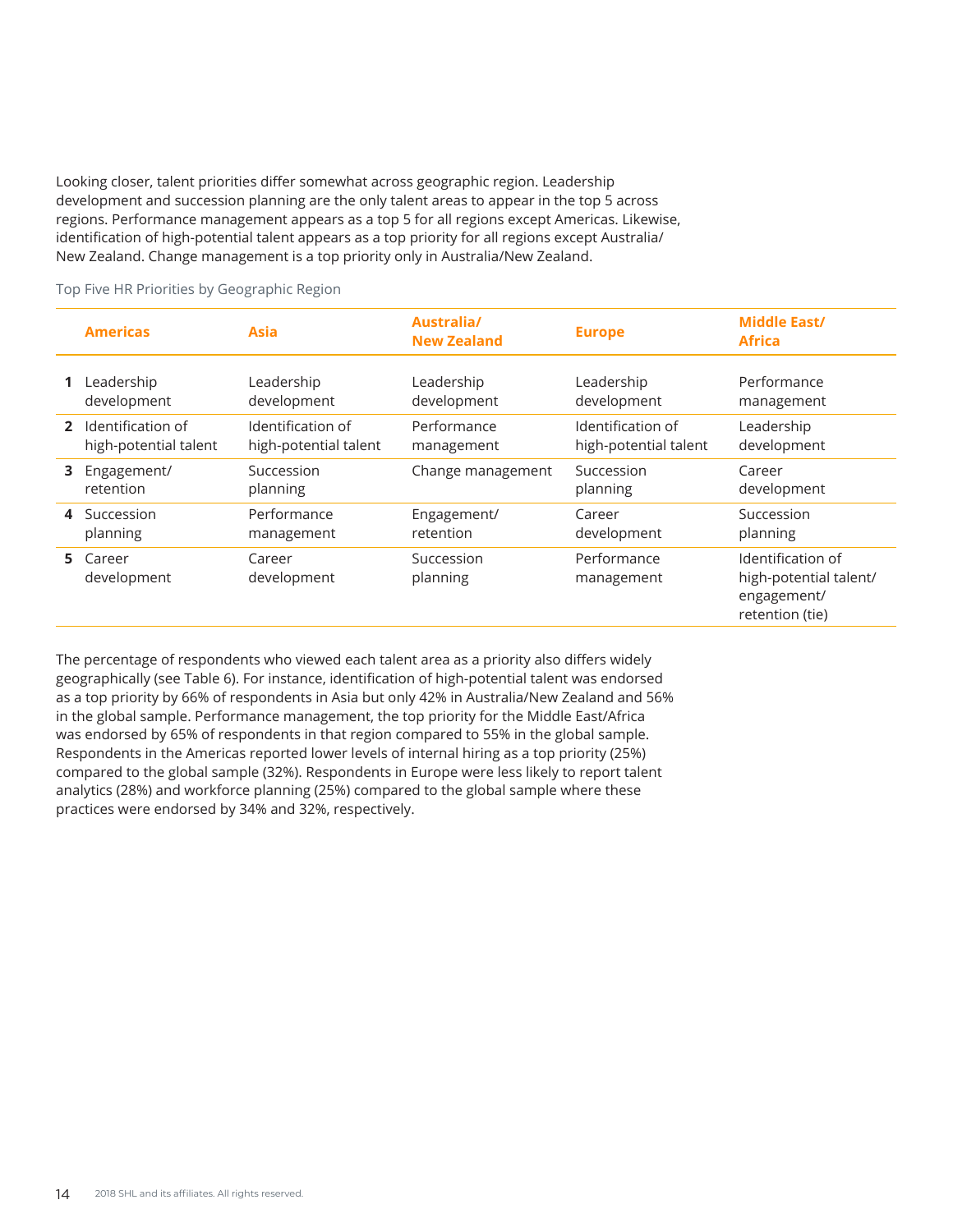Looking closer, talent priorities differ somewhat across geographic region. Leadership development and succession planning are the only talent areas to appear in the top 5 across regions. Performance management appears as a top 5 for all regions except Americas. Likewise, identification of high-potential talent appears as a top priority for all regions except Australia/New Zealand. Change management is a top priority only in Australia/New Zealand.

Top Five HR Priorities by Geographic Region

| | Americas | Asia | Australia/ New Zealand | Europe | Middle East/ Africa |
|---|---|---|---|---|---|
| 1 | Leadership development | Leadership development | Leadership development | Leadership development | Performance management |
| 2 | Identification of high-potential talent | Identification of high-potential talent | Performance management | Identification of high-potential talent | Leadership development |
| 3 | Engagement/ retention | Succession planning | Change management | Succession planning | Career development |
| 4 | Succession planning | Performance management | Engagement/ retention | Career development | Succession planning |
| 5 | Career development | Career development | Succession planning | Performance management | Identification of high-potential talent/ engagement/ retention (tie) |

The percentage of respondents who viewed each talent area as a priority also differs widely geographically (see Table 6). For instance, identification of high-potential talent was endorsed as a top priority by 66% of respondents in Asia but only 42% in Australia/New Zealand and 56% in the global sample. Performance management, the top priority for the Middle East/Africa was endorsed by 65% of respondents in that region compared to 55% in the global sample. Respondents in the Americas reported lower levels of internal hiring as a top priority (25%) compared to the global sample (32%). Respondents in Europe were less likely to report talent analytics (28%) and workforce planning (25%) compared to the global sample where these practices were endorsed by 34% and 32%, respectively.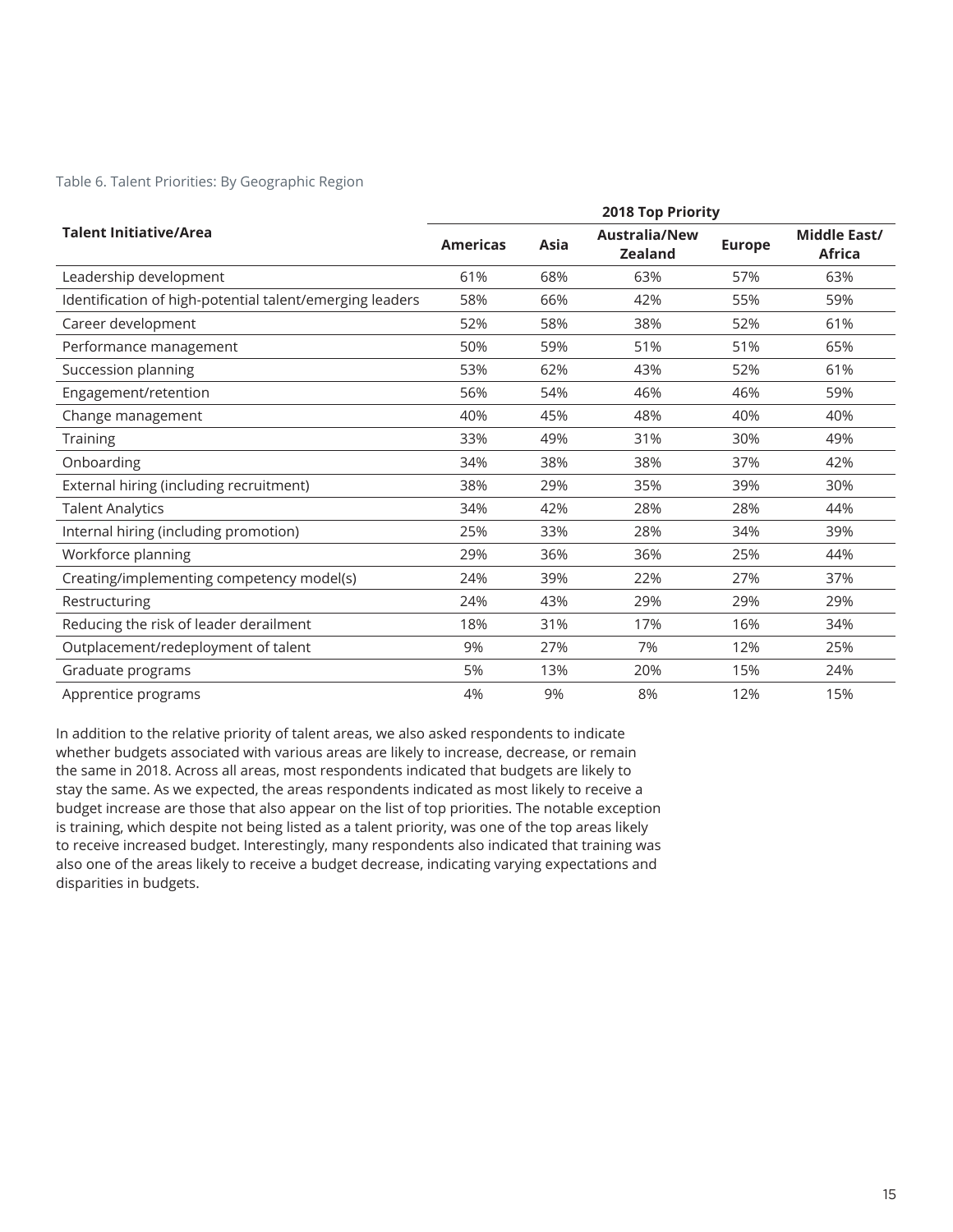Table 6. Talent Priorities: By Geographic Region

| Talent Initiative/Area | 2018 Top Priority | | | | |
|---|---|---|---|---|---|
| | Americas | Asia | Australia/New Zealand | Europe | Middle East/ Africa |
| Leadership development | 61% | 68% | 63% | 57% | 63% |
| Identification of high-potential talent/emerging leaders | 58% | 66% | 42% | 55% | 59% |
| Career development | 52% | 58% | 38% | 52% | 61% |
| Performance management | 50% | 59% | 51% | 51% | 65% |
| Succession planning | 53% | 62% | 43% | 52% | 61% |
| Engagement/retention | 56% | 54% | 46% | 46% | 59% |
| Change management | 40% | 45% | 48% | 40% | 40% |
| Training | 33% | 49% | 31% | 30% | 49% |
| Onboarding | 34% | 38% | 38% | 37% | 42% |
| External hiring (including recruitment) | 38% | 29% | 35% | 39% | 30% |
| Talent Analytics | 34% | 42% | 28% | 28% | 44% |
| Internal hiring (including promotion) | 25% | 33% | 28% | 34% | 39% |
| Workforce planning | 29% | 36% | 36% | 25% | 44% |
| Creating/implementing competency model(s) | 24% | 39% | 22% | 27% | 37% |
| Restructuring | 24% | 43% | 29% | 29% | 29% |
| Reducing the risk of leader derailment | 18% | 31% | 17% | 16% | 34% |
| Outplacement/redeployment of talent | 9% | 27% | 7% | 12% | 25% |
| Graduate programs | 5% | 13% | 20% | 15% | 24% |
| Apprentice programs | 4% | 9% | 8% | 12% | 15% |

In addition to the relative priority of talent areas, we also asked respondents to indicate whether budgets associated with various areas are likely to increase, decrease, or remain the same in 2018. Across all areas, most respondents indicated that budgets are likely to stay the same. As we expected, the areas respondents indicated as most likely to receive a budget increase are those that also appear on the list of top priorities. The notable exception is training, which despite not being listed as a talent priority, was one of the top areas likely to receive increased budget. Interestingly, many respondents also indicated that training was also one of the areas likely to receive a budget decrease, indicating varying expectations and disparities in budgets.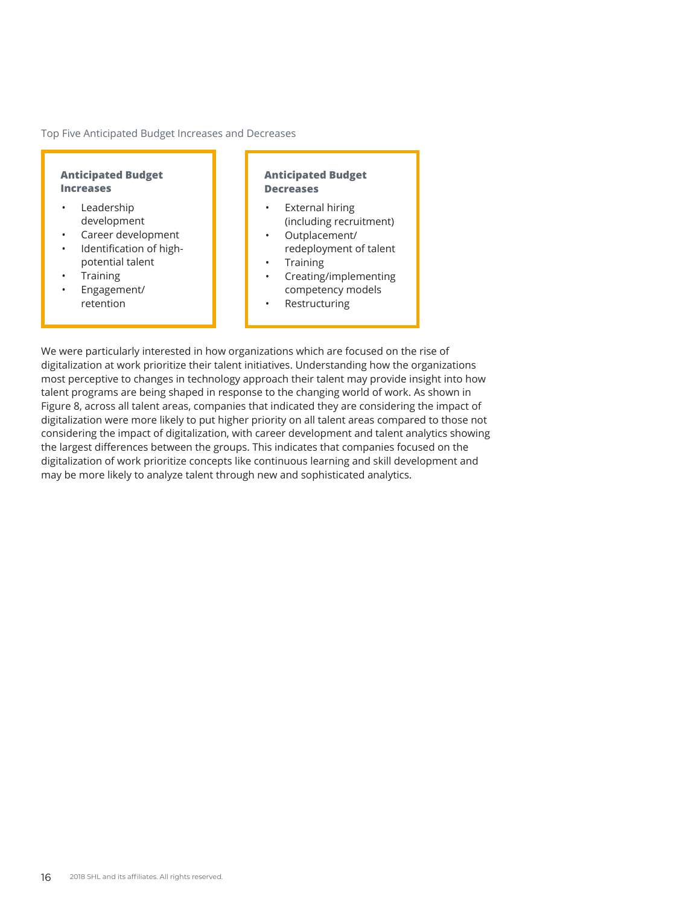Top Five Anticipated Budget Increases and Decreases

**Anticipated Budget Increases**

- Leadership development
- Career development
- Identification of high-potential talent
- Training
- Engagement/retention

**Anticipated Budget Decreases**

- External hiring (including recruitment)
- Outplacement/redeployment of talent
- Training
- Creating/implementing competency models
- Restructuring

We were particularly interested in how organizations which are focused on the rise of digitalization at work prioritize their talent initiatives. Understanding how the organizations most perceptive to changes in technology approach their talent may provide insight into how talent programs are being shaped in response to the changing world of work. As shown in Figure 8, across all talent areas, companies that indicated they are considering the impact of digitalization were more likely to put higher priority on all talent areas compared to those not considering the impact of digitalization, with career development and talent analytics showing the largest differences between the groups. This indicates that companies focused on the digitalization of work prioritize concepts like continuous learning and skill development and may be more likely to analyze talent through new and sophisticated analytics.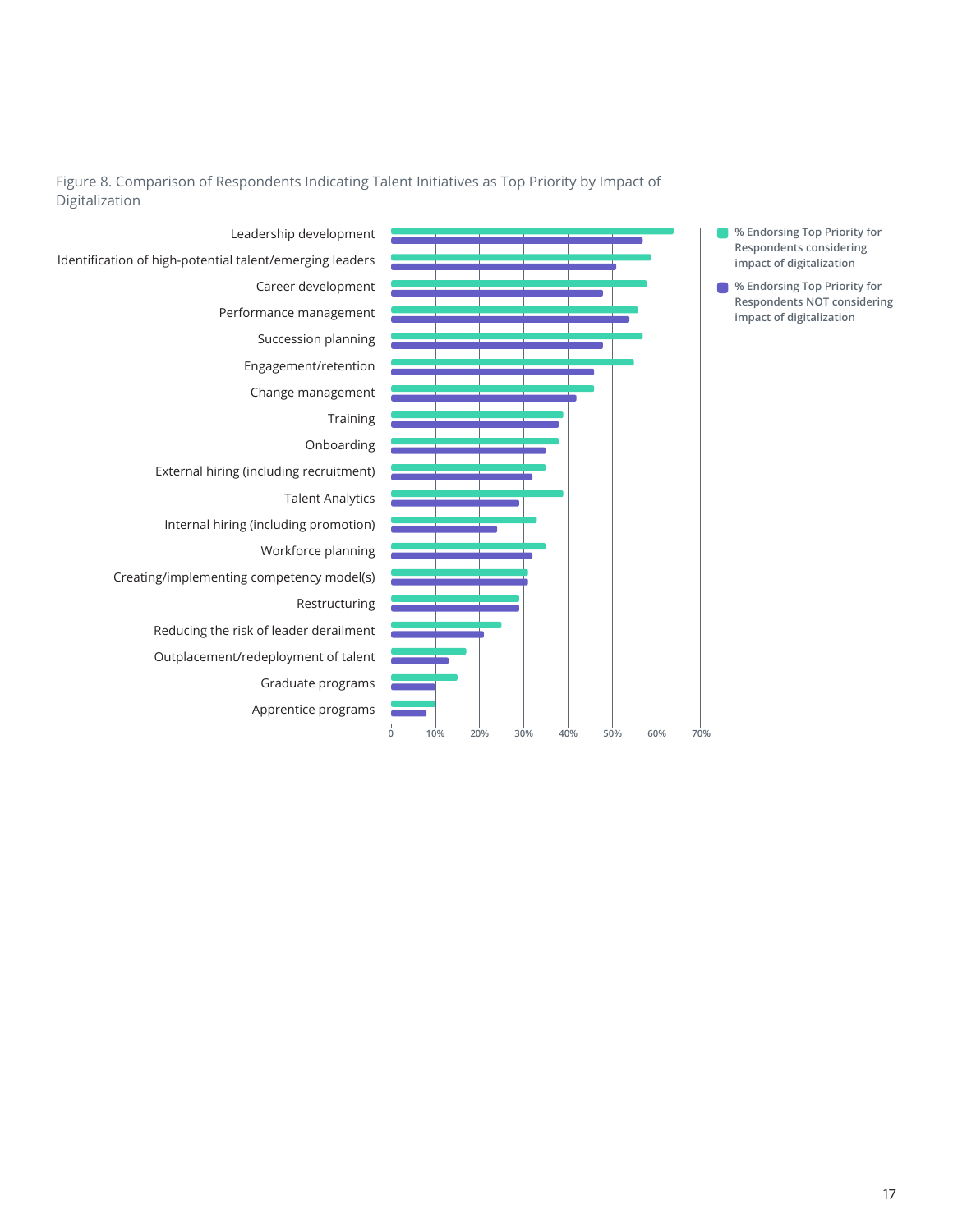Figure 8. Comparison of Respondents Indicating Talent Initiatives as Top Priority by Impact of Digitalization

Leadership development
Identification of high-potential talent/emerging leaders
Career development
Performance management
Succession planning
Engagement/retention
Change management
Training
Onboarding
External hiring (including recruitment)
Talent Analytics
Internal hiring (including promotion)
Workforce planning
Creating/implementing competency model(s)
Restructuring
Reducing the risk of leader derailment
Outplacement/redeployment of talent
Graduate programs
Apprentice programs

0
10%
20%
30%
40%
50%
60%
70%

% Endorsing Top Priority for Respondents considering impact of digitalization

% Endorsing Top Priority for Respondents NOT considering impact of digitalization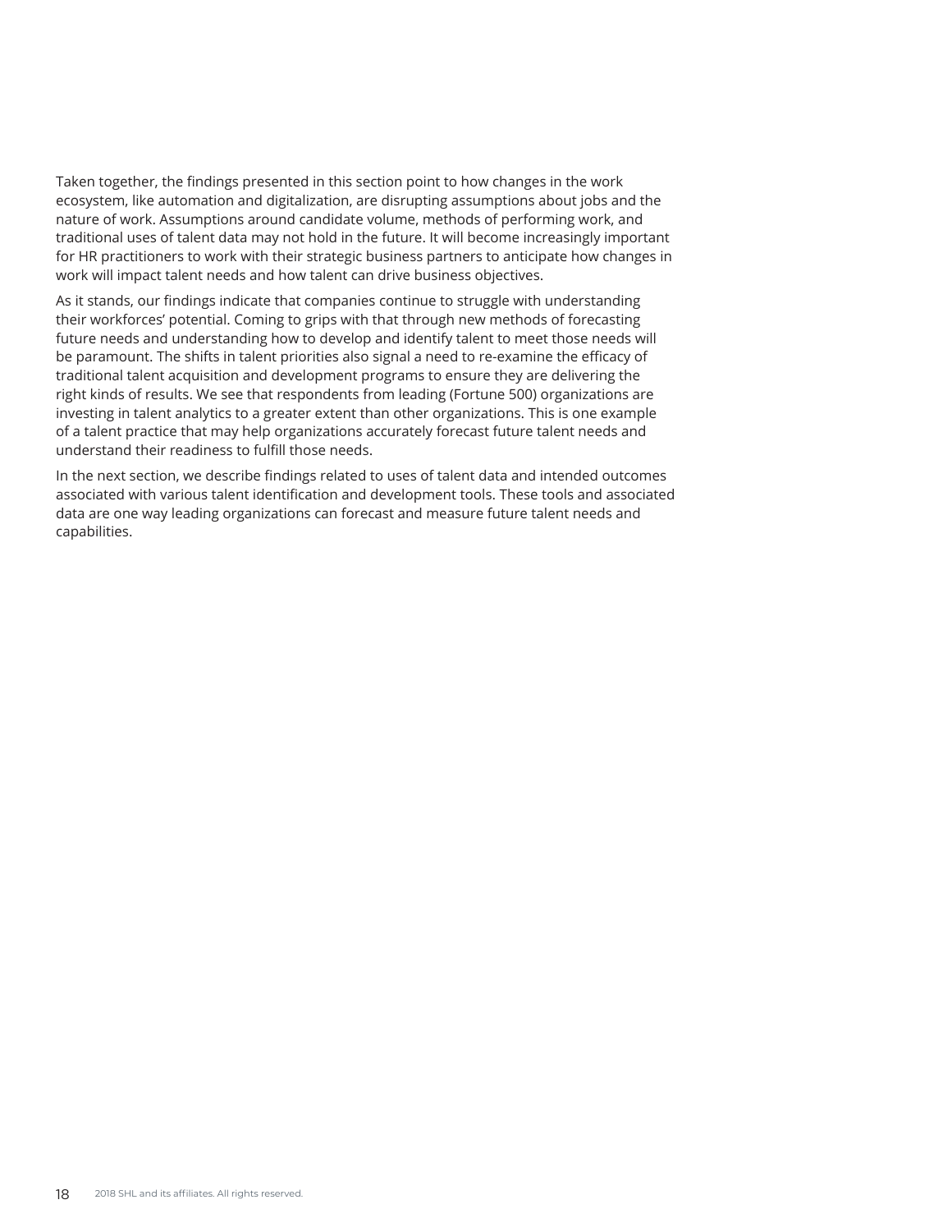Taken together, the findings presented in this section point to how changes in the work ecosystem, like automation and digitalization, are disrupting assumptions about jobs and the nature of work. Assumptions around candidate volume, methods of performing work, and traditional uses of talent data may not hold in the future. It will become increasingly important for HR practitioners to work with their strategic business partners to anticipate how changes in work will impact talent needs and how talent can drive business objectives.

As it stands, our findings indicate that companies continue to struggle with understanding their workforces' potential. Coming to grips with that through new methods of forecasting future needs and understanding how to develop and identify talent to meet those needs will be paramount. The shifts in talent priorities also signal a need to re-examine the efficacy of traditional talent acquisition and development programs to ensure they are delivering the right kinds of results. We see that respondents from leading (Fortune 500) organizations are investing in talent analytics to a greater extent than other organizations. This is one example of a talent practice that may help organizations accurately forecast future talent needs and understand their readiness to fulfill those needs.

In the next section, we describe findings related to uses of talent data and intended outcomes associated with various talent identification and development tools. These tools and associated data are one way leading organizations can forecast and measure future talent needs and capabilities.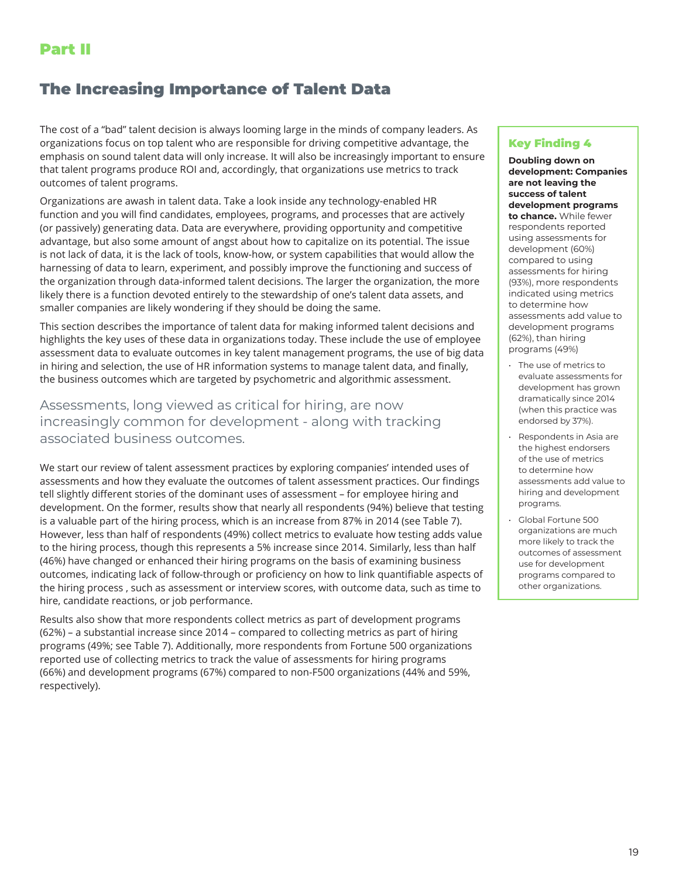## Part II

# The Increasing Importance of Talent Data

The cost of a "bad" talent decision is always looming large in the minds of company leaders. As organizations focus on top talent who are responsible for driving competitive advantage, the emphasis on sound talent data will only increase. It will also be increasingly important to ensure that talent programs produce ROI and, accordingly, that organizations use metrics to track outcomes of talent programs.

Organizations are awash in talent data. Take a look inside any technology-enabled HR function and you will find candidates, employees, programs, and processes that are actively (or passively) generating data. Data are everywhere, providing opportunity and competitive advantage, but also some amount of angst about how to capitalize on its potential. The issue is not lack of data, it is the lack of tools, know-how, or system capabilities that would allow the harnessing of data to learn, experiment, and possibly improve the functioning and success of the organization through data-informed talent decisions. The larger the organization, the more likely there is a function devoted entirely to the stewardship of one's talent data assets, and smaller companies are likely wondering if they should be doing the same.

This section describes the importance of talent data for making informed talent decisions and highlights the key uses of these data in organizations today. These include the use of employee assessment data to evaluate outcomes in key talent management programs, the use of big data in hiring and selection, the use of HR information systems to manage talent data, and finally, the business outcomes which are targeted by psychometric and algorithmic assessment.

### Assessments, long viewed as critical for hiring, are now increasingly common for development - along with tracking associated business outcomes.

We start our review of talent assessment practices by exploring companies' intended uses of assessments and how they evaluate the outcomes of talent assessment practices. Our findings tell slightly different stories of the dominant uses of assessment – for employee hiring and development. On the former, results show that nearly all respondents (94%) believe that testing is a valuable part of the hiring process, which is an increase from 87% in 2014 (see Table 7). However, less than half of respondents (49%) collect metrics to evaluate how testing adds value to the hiring process, though this represents a 5% increase since 2014. Similarly, less than half (46%) have changed or enhanced their hiring programs on the basis of examining business outcomes, indicating lack of follow-through or proficiency on how to link quantifiable aspects of the hiring process , such as assessment or interview scores, with outcome data, such as time to hire, candidate reactions, or job performance.

Results also show that more respondents collect metrics as part of development programs (62%) – a substantial increase since 2014 – compared to collecting metrics as part of hiring programs (49%; see Table 7). Additionally, more respondents from Fortune 500 organizations reported use of collecting metrics to track the value of assessments for hiring programs (66%) and development programs (67%) compared to non-F500 organizations (44% and 59%, respectively).

### Key Finding 4

**Doubling down on development: Companies are not leaving the success of talent development programs to chance.** While fewer respondents reported using assessments for development (60%) compared to using assessments for hiring (93%), more respondents indicated using metrics to determine how assessments add value to development programs (62%), than hiring programs (49%)

- The use of metrics to evaluate assessments for development has grown dramatically since 2014 (when this practice was endorsed by 37%).
- Respondents in Asia are the highest endorsers of the use of metrics to determine how assessments add value to hiring and development programs.
- Global Fortune 500 organizations are much more likely to track the outcomes of assessment use for development programs compared to other organizations.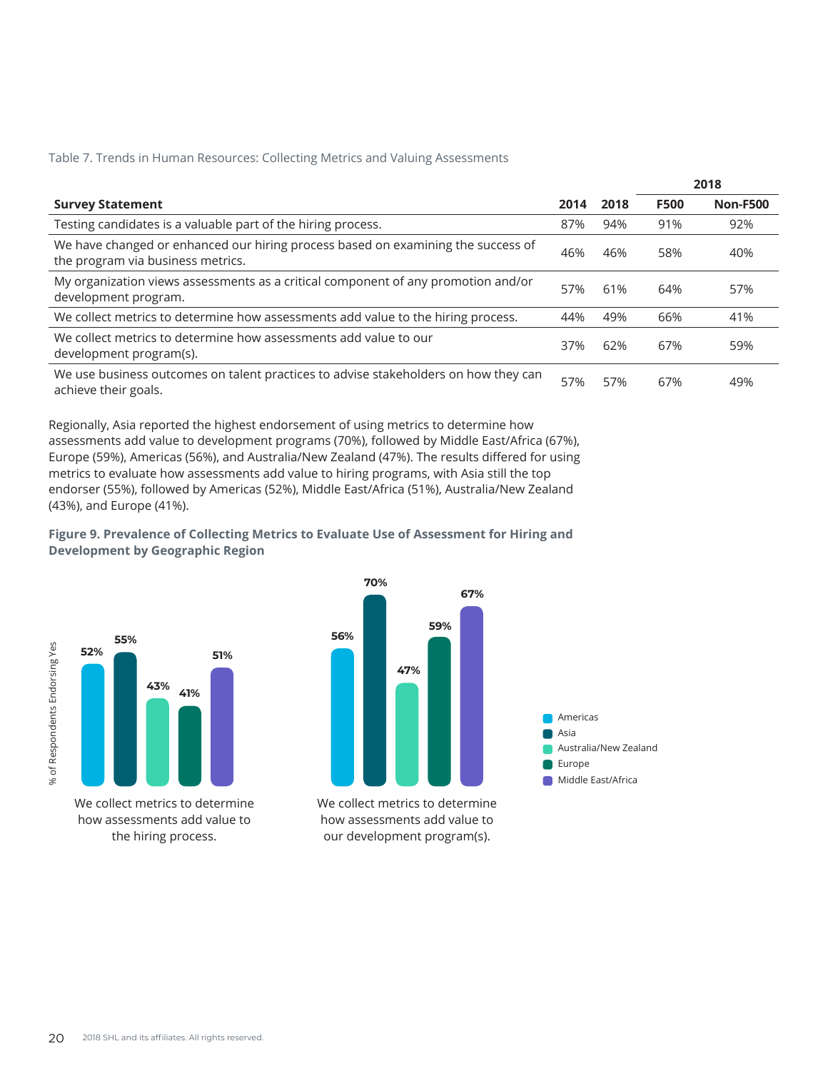Table 7. Trends in Human Resources: Collecting Metrics and Valuing Assessments

| Survey Statement | 2014 | 2018 | 2018 F500 | 2018 Non-F500 |
|---|---|---|---|---|
| Testing candidates is a valuable part of the hiring process. | 87% | 94% | 91% | 92% |
| We have changed or enhanced our hiring process based on examining the success of the program via business metrics. | 46% | 46% | 58% | 40% |
| My organization views assessments as a critical component of any promotion and/or development program. | 57% | 61% | 64% | 57% |
| We collect metrics to determine how assessments add value to the hiring process. | 44% | 49% | 66% | 41% |
| We collect metrics to determine how assessments add value to our development program(s). | 37% | 62% | 67% | 59% |
| We use business outcomes on talent practices to advise stakeholders on how they can achieve their goals. | 57% | 57% | 67% | 49% |

Regionally, Asia reported the highest endorsement of using metrics to determine how assessments add value to development programs (70%), followed by Middle East/Africa (67%), Europe (59%), Americas (56%), and Australia/New Zealand (47%). The results differed for using metrics to evaluate how assessments add value to hiring programs, with Asia still the top endorser (55%), followed by Americas (52%), Middle East/Africa (51%), Australia/New Zealand (43%), and Europe (41%).

**Figure 9. Prevalence of Collecting Metrics to Evaluate Use of Assessment for Hiring and Development by Geographic Region**

% of Respondents Endorsing Yes

52%
55%
43%
41%
51%

We collect metrics to determine how assessments add value to the hiring process.

56%
70%
47%
59%
67%

We collect metrics to determine how assessments add value to our development program(s).

Americas
Asia
Australia/New Zealand
Europe
Middle East/Africa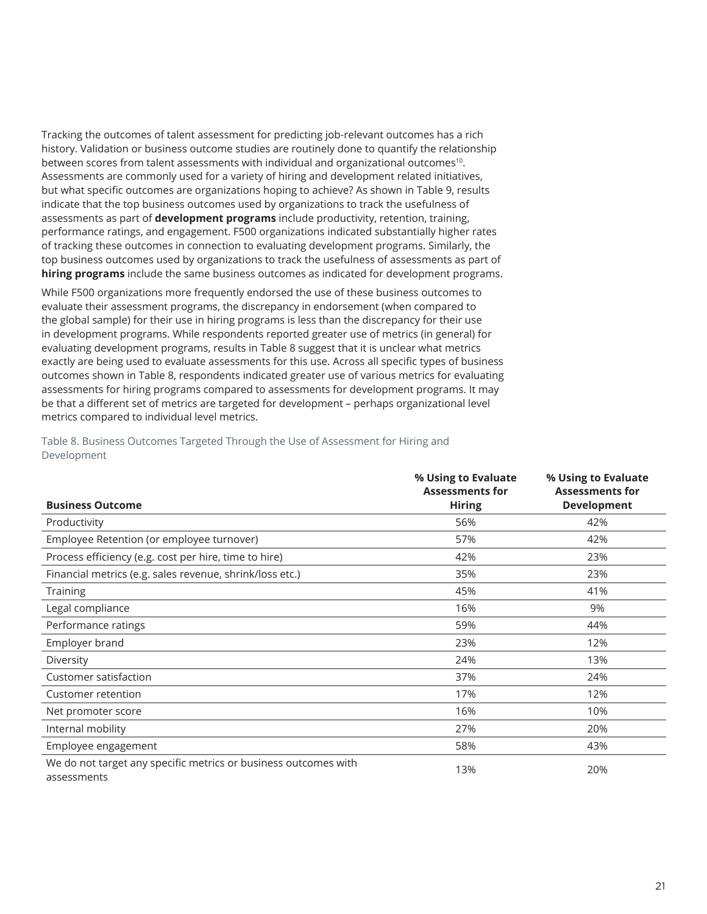Tracking the outcomes of talent assessment for predicting job-relevant outcomes has a rich history. Validation or business outcome studies are routinely done to quantify the relationship between scores from talent assessments with individual and organizational outcomes[10]. Assessments are commonly used for a variety of hiring and development related initiatives, but what specific outcomes are organizations hoping to achieve? As shown in Table 9, results indicate that the top business outcomes used by organizations to track the usefulness of assessments as part of **development programs** include productivity, retention, training, performance ratings, and engagement. F500 organizations indicated substantially higher rates of tracking these outcomes in connection to evaluating development programs. Similarly, the top business outcomes used by organizations to track the usefulness of assessments as part of **hiring programs** include the same business outcomes as indicated for development programs.

While F500 organizations more frequently endorsed the use of these business outcomes to evaluate their assessment programs, the discrepancy in endorsement (when compared to the global sample) for their use in hiring programs is less than the discrepancy for their use in development programs. While respondents reported greater use of metrics (in general) for evaluating development programs, results in Table 8 suggest that it is unclear what metrics exactly are being used to evaluate assessments for this use. Across all specific types of business outcomes shown in Table 8, respondents indicated greater use of various metrics for evaluating assessments for hiring programs compared to assessments for development programs. It may be that a different set of metrics are targeted for development – perhaps organizational level metrics compared to individual level metrics.

Table 8. Business Outcomes Targeted Through the Use of Assessment for Hiring and Development

| Business Outcome | % Using to Evaluate Assessments for Hiring | % Using to Evaluate Assessments for Development |
|---|---|---|
| Productivity | 56% | 42% |
| Employee Retention (or employee turnover) | 57% | 42% |
| Process efficiency (e.g. cost per hire, time to hire) | 42% | 23% |
| Financial metrics (e.g. sales revenue, shrink/loss etc.) | 35% | 23% |
| Training | 45% | 41% |
| Legal compliance | 16% | 9% |
| Performance ratings | 59% | 44% |
| Employer brand | 23% | 12% |
| Diversity | 24% | 13% |
| Customer satisfaction | 37% | 24% |
| Customer retention | 17% | 12% |
| Net promoter score | 16% | 10% |
| Internal mobility | 27% | 20% |
| Employee engagement | 58% | 43% |
| We do not target any specific metrics or business outcomes with assessments | 13% | 20% |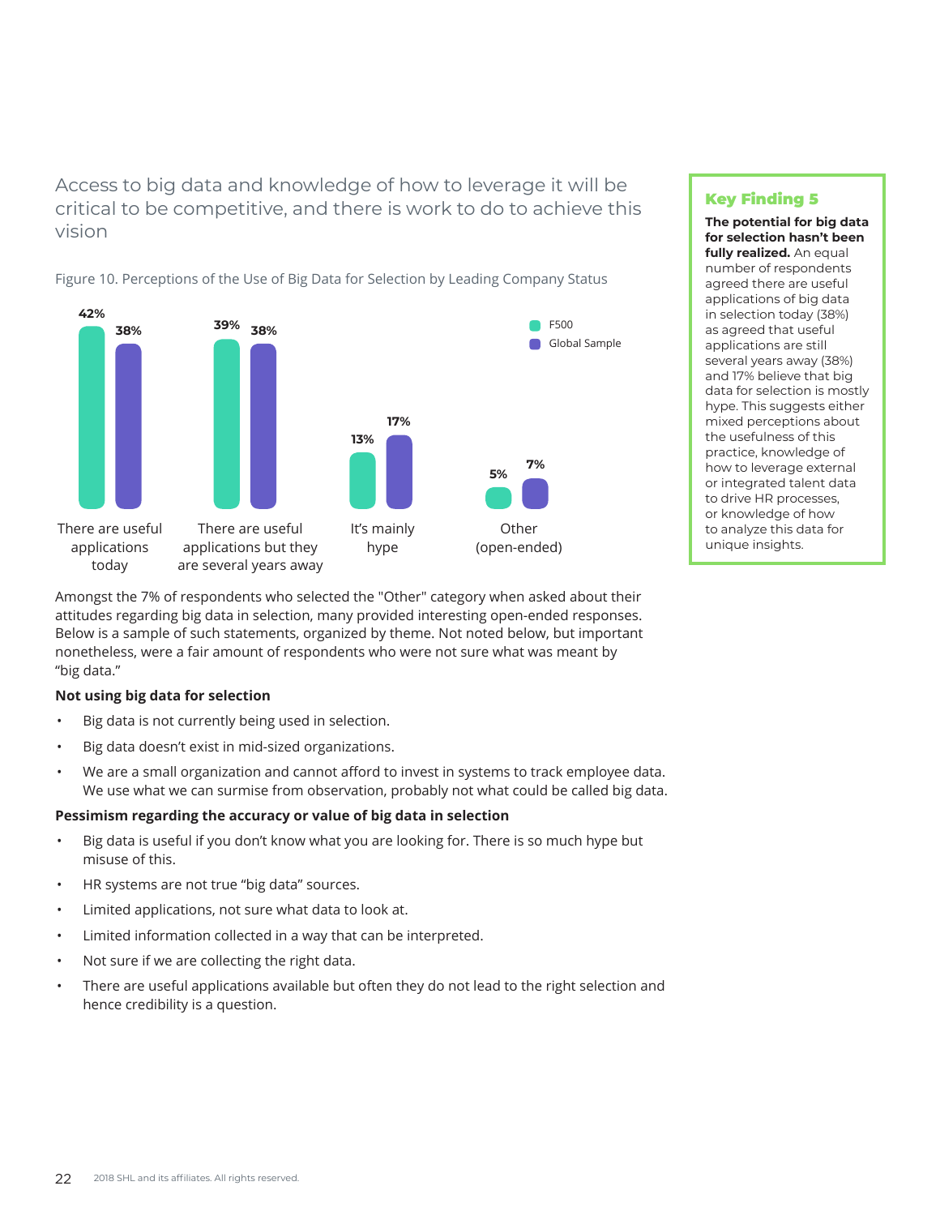## Access to big data and knowledge of how to leverage it will be critical to be competitive, and there is work to do to achieve this vision

Figure 10. Perceptions of the Use of Big Data for Selection by Leading Company Status

F500
Global Sample

42%
38%
There are useful applications today

39%
38%
There are useful applications but they are several years away

13%
17%
It's mainly hype

5%
7%
Other (open-ended)

Amongst the 7% of respondents who selected the "Other" category when asked about their attitudes regarding big data in selection, many provided interesting open-ended responses. Below is a sample of such statements, organized by theme. Not noted below, but important nonetheless, were a fair amount of respondents who were not sure what was meant by "big data."

**Not using big data for selection**

- Big data is not currently being used in selection.
- Big data doesn't exist in mid-sized organizations.
- We are a small organization and cannot afford to invest in systems to track employee data. We use what we can surmise from observation, probably not what could be called big data.

**Pessimism regarding the accuracy or value of big data in selection**

- Big data is useful if you don't know what you are looking for. There is so much hype but misuse of this.
- HR systems are not true "big data" sources.
- Limited applications, not sure what data to look at.
- Limited information collected in a way that can be interpreted.
- Not sure if we are collecting the right data.
- There are useful applications available but often they do not lead to the right selection and hence credibility is a question.

### Key Finding 5

**The potential for big data for selection hasn't been fully realized.** An equal number of respondents agreed there are useful applications of big data in selection today (38%) as agreed that useful applications are still several years away (38%) and 17% believe that big data for selection is mostly hype. This suggests either mixed perceptions about the usefulness of this practice, knowledge of how to leverage external or integrated talent data to drive HR processes, or knowledge of how to analyze this data for unique insights.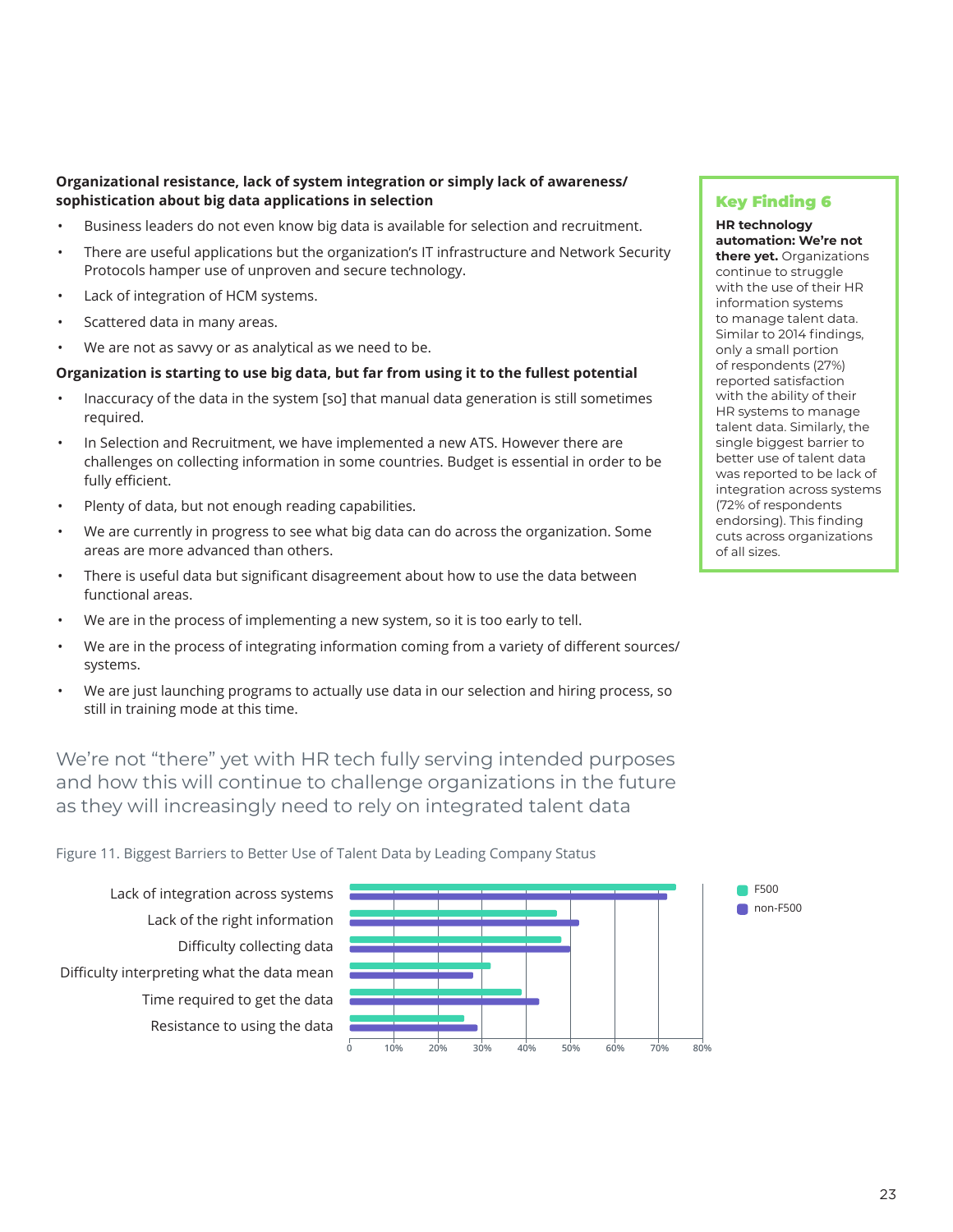**Organizational resistance, lack of system integration or simply lack of awareness/ sophistication about big data applications in selection**

- Business leaders do not even know big data is available for selection and recruitment.
- There are useful applications but the organization's IT infrastructure and Network Security Protocols hamper use of unproven and secure technology.
- Lack of integration of HCM systems.
- Scattered data in many areas.
- We are not as savvy or as analytical as we need to be.

**Organization is starting to use big data, but far from using it to the fullest potential**

- Inaccuracy of the data in the system [so] that manual data generation is still sometimes required.
- In Selection and Recruitment, we have implemented a new ATS. However there are challenges on collecting information in some countries. Budget is essential in order to be fully efficient.
- Plenty of data, but not enough reading capabilities.
- We are currently in progress to see what big data can do across the organization. Some areas are more advanced than others.
- There is useful data but significant disagreement about how to use the data between functional areas.
- We are in the process of implementing a new system, so it is too early to tell.
- We are in the process of integrating information coming from a variety of different sources/ systems.
- We are just launching programs to actually use data in our selection and hiring process, so still in training mode at this time.

## Key Finding 6

**HR technology automation: We're not there yet.** Organizations continue to struggle with the use of their HR information systems to manage talent data. Similar to 2014 findings, only a small portion of respondents (27%) reported satisfaction with the ability of their HR systems to manage talent data. Similarly, the single biggest barrier to better use of talent data was reported to be lack of integration across systems (72% of respondents endorsing). This finding cuts across organizations of all sizes.

## We're not "there" yet with HR tech fully serving intended purposes and how this will continue to challenge organizations in the future as they will increasingly need to rely on integrated talent data

Figure 11. Biggest Barriers to Better Use of Talent Data by Leading Company Status

Lack of integration across systems
Lack of the right information
Difficulty collecting data
Difficulty interpreting what the data mean
Time required to get the data
Resistance to using the data

0 10% 20% 30% 40% 50% 60% 70% 80%

F500
non-F500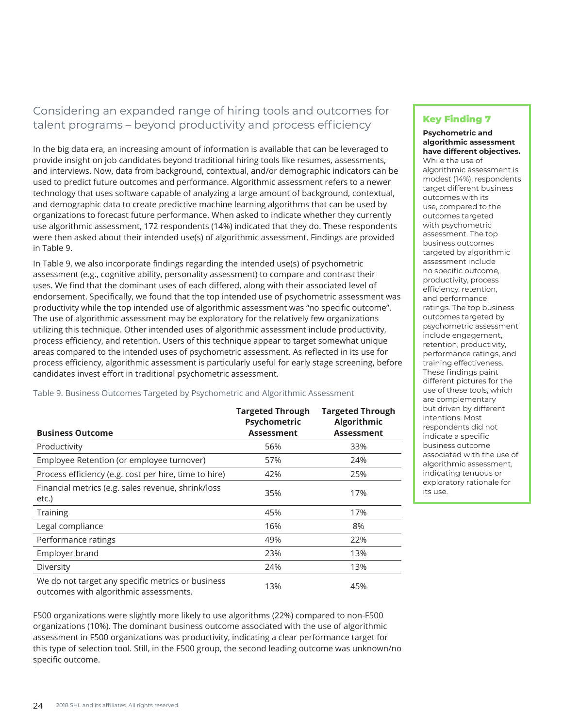## Considering an expanded range of hiring tools and outcomes for talent programs – beyond productivity and process efficiency

In the big data era, an increasing amount of information is available that can be leveraged to provide insight on job candidates beyond traditional hiring tools like resumes, assessments, and interviews. Now, data from background, contextual, and/or demographic indicators can be used to predict future outcomes and performance. Algorithmic assessment refers to a newer technology that uses software capable of analyzing a large amount of background, contextual, and demographic data to create predictive machine learning algorithms that can be used by organizations to forecast future performance. When asked to indicate whether they currently use algorithmic assessment, 172 respondents (14%) indicated that they do. These respondents were then asked about their intended use(s) of algorithmic assessment. Findings are provided in Table 9.

In Table 9, we also incorporate findings regarding the intended use(s) of psychometric assessment (e.g., cognitive ability, personality assessment) to compare and contrast their uses. We find that the dominant uses of each differed, along with their associated level of endorsement. Specifically, we found that the top intended use of psychometric assessment was productivity while the top intended use of algorithmic assessment was "no specific outcome". The use of algorithmic assessment may be exploratory for the relatively few organizations utilizing this technique. Other intended uses of algorithmic assessment include productivity, process efficiency, and retention. Users of this technique appear to target somewhat unique areas compared to the intended uses of psychometric assessment. As reflected in its use for process efficiency, algorithmic assessment is particularly useful for early stage screening, before candidates invest effort in traditional psychometric assessment.

Table 9. Business Outcomes Targeted by Psychometric and Algorithmic Assessment

| Business Outcome | Targeted Through Psychometric Assessment | Targeted Through Algorithmic Assessment |
|---|---|---|
| Productivity | 56% | 33% |
| Employee Retention (or employee turnover) | 57% | 24% |
| Process efficiency (e.g. cost per hire, time to hire) | 42% | 25% |
| Financial metrics (e.g. sales revenue, shrink/loss etc.) | 35% | 17% |
| Training | 45% | 17% |
| Legal compliance | 16% | 8% |
| Performance ratings | 49% | 22% |
| Employer brand | 23% | 13% |
| Diversity | 24% | 13% |
| We do not target any specific metrics or business outcomes with algorithmic assessments. | 13% | 45% |

F500 organizations were slightly more likely to use algorithms (22%) compared to non-F500 organizations (10%). The dominant business outcome associated with the use of algorithmic assessment in F500 organizations was productivity, indicating a clear performance target for this type of selection tool. Still, in the F500 group, the second leading outcome was unknown/no specific outcome.

### Key Finding 7

**Psychometric and algorithmic assessment have different objectives.** While the use of algorithmic assessment is modest (14%), respondents target different business outcomes with its use, compared to the outcomes targeted with psychometric assessment. The top business outcomes targeted by algorithmic assessment include no specific outcome, productivity, process efficiency, retention, and performance ratings. The top business outcomes targeted by psychometric assessment include engagement, retention, productivity, performance ratings, and training effectiveness. These findings paint different pictures for the use of these tools, which are complementary but driven by different intentions. Most respondents did not indicate a specific business outcome associated with the use of algorithmic assessment, indicating tenuous or exploratory rationale for its use.

2018 SHL and its affiliates. All rights reserved.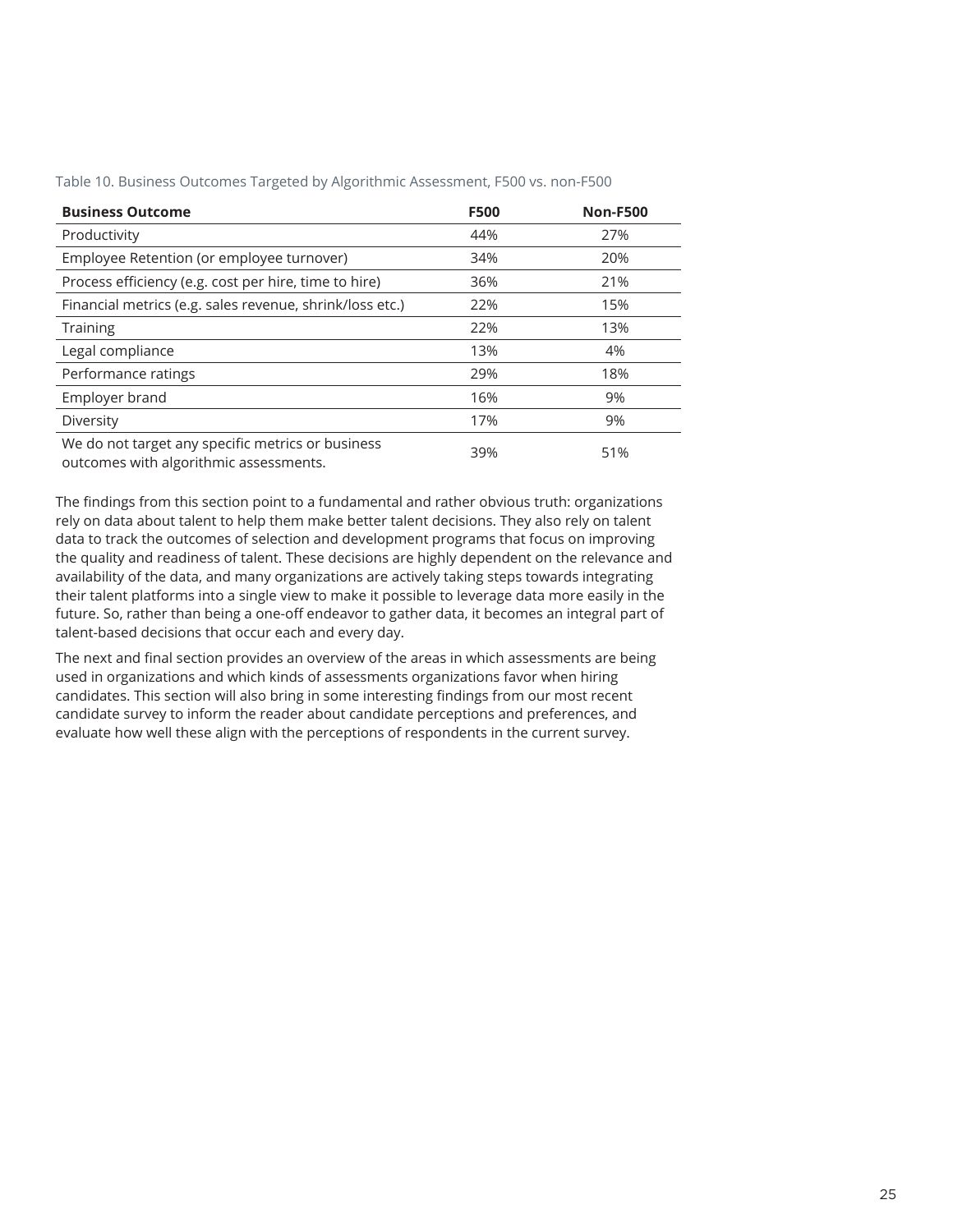Table 10. Business Outcomes Targeted by Algorithmic Assessment, F500 vs. non-F500

| Business Outcome | F500 | Non-F500 |
|---|---|---|
| Productivity | 44% | 27% |
| Employee Retention (or employee turnover) | 34% | 20% |
| Process efficiency (e.g. cost per hire, time to hire) | 36% | 21% |
| Financial metrics (e.g. sales revenue, shrink/loss etc.) | 22% | 15% |
| Training | 22% | 13% |
| Legal compliance | 13% | 4% |
| Performance ratings | 29% | 18% |
| Employer brand | 16% | 9% |
| Diversity | 17% | 9% |
| We do not target any specific metrics or business outcomes with algorithmic assessments. | 39% | 51% |

The findings from this section point to a fundamental and rather obvious truth: organizations rely on data about talent to help them make better talent decisions. They also rely on talent data to track the outcomes of selection and development programs that focus on improving the quality and readiness of talent. These decisions are highly dependent on the relevance and availability of the data, and many organizations are actively taking steps towards integrating their talent platforms into a single view to make it possible to leverage data more easily in the future. So, rather than being a one-off endeavor to gather data, it becomes an integral part of talent-based decisions that occur each and every day.

The next and final section provides an overview of the areas in which assessments are being used in organizations and which kinds of assessments organizations favor when hiring candidates. This section will also bring in some interesting findings from our most recent candidate survey to inform the reader about candidate perceptions and preferences, and evaluate how well these align with the perceptions of respondents in the current survey.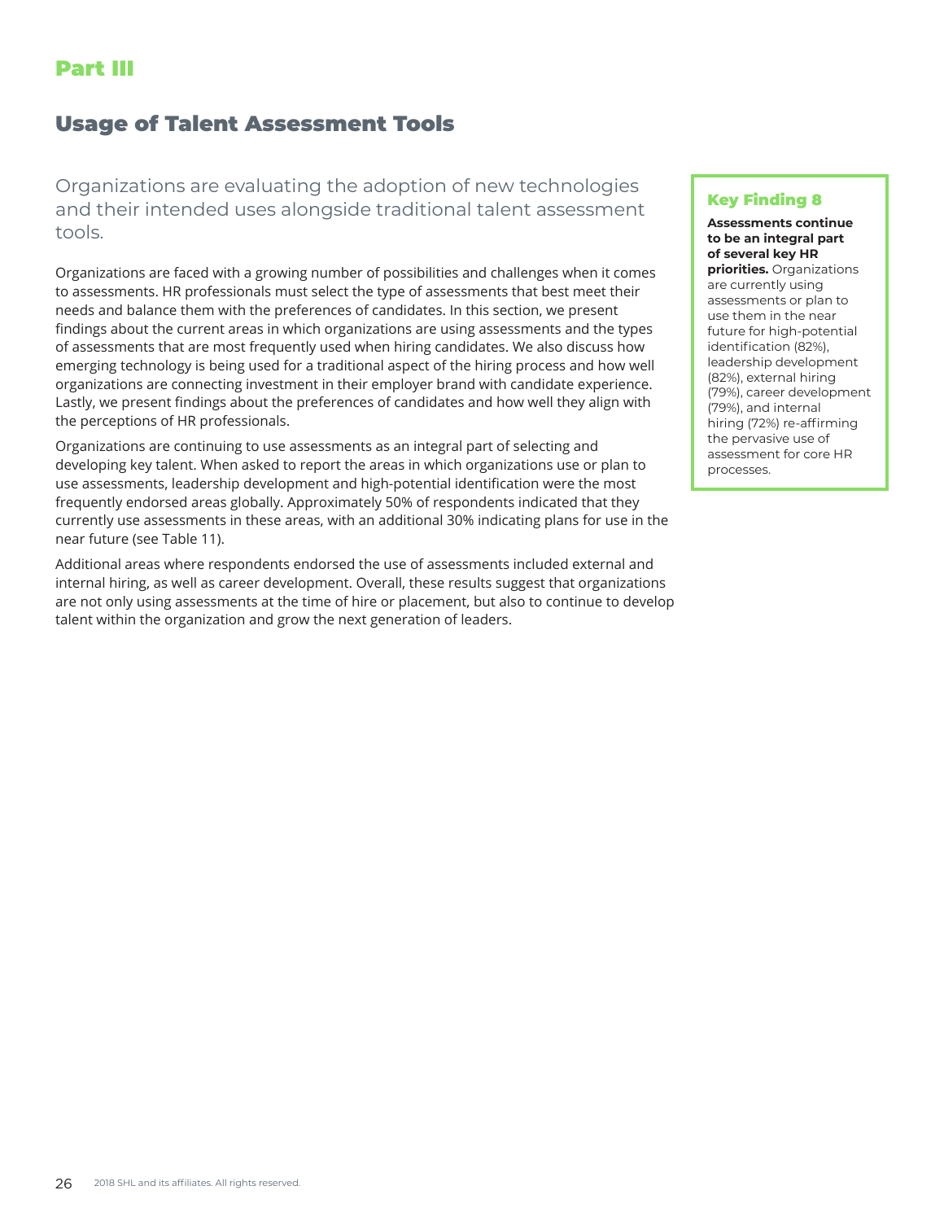## Part III

# Usage of Talent Assessment Tools

Organizations are evaluating the adoption of new technologies and their intended uses alongside traditional talent assessment tools.

Organizations are faced with a growing number of possibilities and challenges when it comes to assessments. HR professionals must select the type of assessments that best meet their needs and balance them with the preferences of candidates. In this section, we present findings about the current areas in which organizations are using assessments and the types of assessments that are most frequently used when hiring candidates. We also discuss how emerging technology is being used for a traditional aspect of the hiring process and how well organizations are connecting investment in their employer brand with candidate experience. Lastly, we present findings about the preferences of candidates and how well they align with the perceptions of HR professionals.

Organizations are continuing to use assessments as an integral part of selecting and developing key talent. When asked to report the areas in which organizations use or plan to use assessments, leadership development and high-potential identification were the most frequently endorsed areas globally. Approximately 50% of respondents indicated that they currently use assessments in these areas, with an additional 30% indicating plans for use in the near future (see Table 11).

Additional areas where respondents endorsed the use of assessments included external and internal hiring, as well as career development. Overall, these results suggest that organizations are not only using assessments at the time of hire or placement, but also to continue to develop talent within the organization and grow the next generation of leaders.

### Key Finding 8

**Assessments continue to be an integral part of several key HR priorities.** Organizations are currently using assessments or plan to use them in the near future for high-potential identification (82%), leadership development (82%), external hiring (79%), career development (79%), and internal hiring (72%) re-affirming the pervasive use of assessment for core HR processes.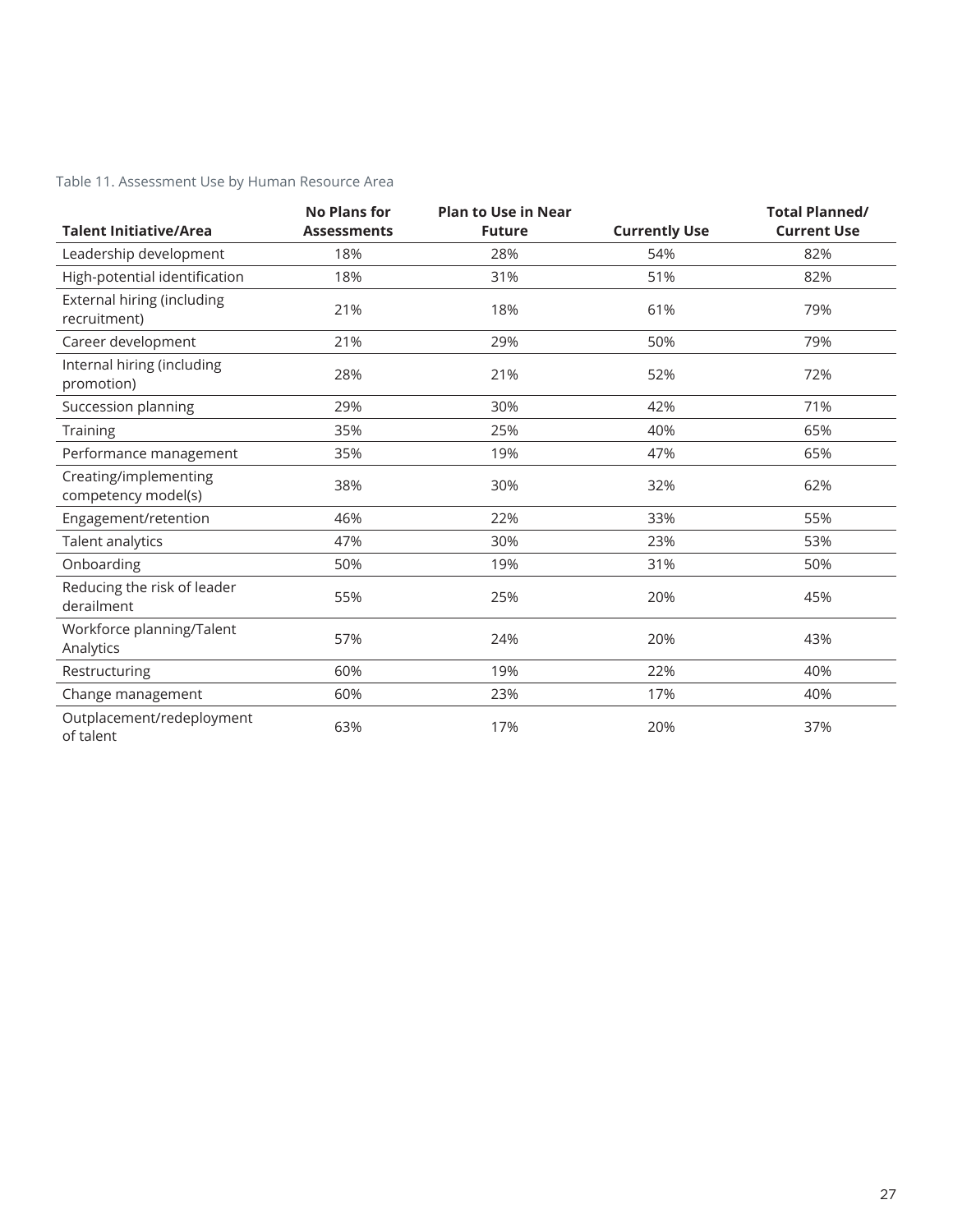Table 11. Assessment Use by Human Resource Area

| Talent Initiative/Area | No Plans for Assessments | Plan to Use in Near Future | Currently Use | Total Planned/ Current Use |
|---|---|---|---|---|
| Leadership development | 18% | 28% | 54% | 82% |
| High-potential identification | 18% | 31% | 51% | 82% |
| External hiring (including recruitment) | 21% | 18% | 61% | 79% |
| Career development | 21% | 29% | 50% | 79% |
| Internal hiring (including promotion) | 28% | 21% | 52% | 72% |
| Succession planning | 29% | 30% | 42% | 71% |
| Training | 35% | 25% | 40% | 65% |
| Performance management | 35% | 19% | 47% | 65% |
| Creating/implementing competency model(s) | 38% | 30% | 32% | 62% |
| Engagement/retention | 46% | 22% | 33% | 55% |
| Talent analytics | 47% | 30% | 23% | 53% |
| Onboarding | 50% | 19% | 31% | 50% |
| Reducing the risk of leader derailment | 55% | 25% | 20% | 45% |
| Workforce planning/Talent Analytics | 57% | 24% | 20% | 43% |
| Restructuring | 60% | 19% | 22% | 40% |
| Change management | 60% | 23% | 17% | 40% |
| Outplacement/redeployment of talent | 63% | 17% | 20% | 37% |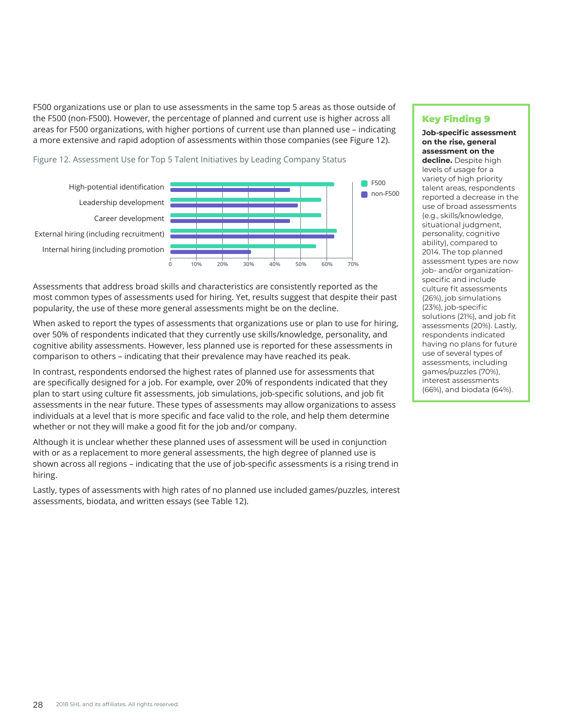F500 organizations use or plan to use assessments in the same top 5 areas as those outside of the F500 (non-F500). However, the percentage of planned and current use is higher across all areas for F500 organizations, with higher portions of current use than planned use – indicating a more extensive and rapid adoption of assessments within those companies (see Figure 12).

Figure 12. Assessment Use for Top 5 Talent Initiatives by Leading Company Status

High-potential identification
Leadership development
Career development
External hiring (including recruitment)
Internal hiring (including promotion

0
10%
20%
30%
40%
50%
60%
70%

F500
non-F500

Assessments that address broad skills and characteristics are consistently reported as the most common types of assessments used for hiring. Yet, results suggest that despite their past popularity, the use of these more general assessments might be on the decline.

When asked to report the types of assessments that organizations use or plan to use for hiring, over 50% of respondents indicated that they currently use skills/knowledge, personality, and cognitive ability assessments. However, less planned use is reported for these assessments in comparison to others – indicating that their prevalence may have reached its peak.

In contrast, respondents endorsed the highest rates of planned use for assessments that are specifically designed for a job. For example, over 20% of respondents indicated that they plan to start using culture fit assessments, job simulations, job-specific solutions, and job fit assessments in the near future. These types of assessments may allow organizations to assess individuals at a level that is more specific and face valid to the role, and help them determine whether or not they will make a good fit for the job and/or company.

Although it is unclear whether these planned uses of assessment will be used in conjunction with or as a replacement to more general assessments, the high degree of planned use is shown across all regions – indicating that the use of job-specific assessments is a rising trend in hiring.

Lastly, types of assessments with high rates of no planned use included games/puzzles, interest assessments, biodata, and written essays (see Table 12).

### Key Finding 9

**Job-specific assessment on the rise, general assessment on the decline.** Despite high levels of usage for a variety of high priority talent areas, respondents reported a decrease in the use of broad assessments (e.g., skills/knowledge, situational judgment, personality, cognitive ability), compared to 2014. The top planned assessment types are now job- and/or organization-specific and include culture fit assessments (26%), job simulations (23%), job-specific solutions (21%), and job fit assessments (20%). Lastly, respondents indicated having no plans for future use of several types of assessments, including games/puzzles (70%), interest assessments (66%), and biodata (64%).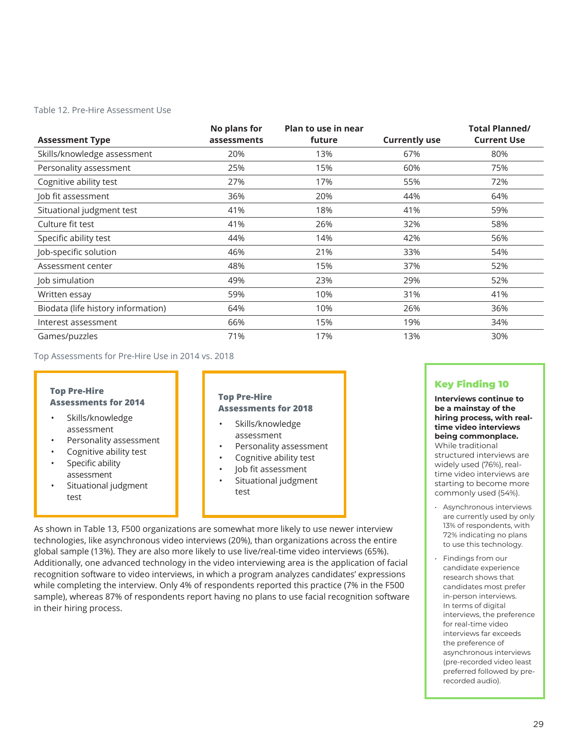Table 12. Pre-Hire Assessment Use

| Assessment Type | No plans for assessments | Plan to use in near future | Currently use | Total Planned/ Current Use |
|---|---|---|---|---|
| Skills/knowledge assessment | 20% | 13% | 67% | 80% |
| Personality assessment | 25% | 15% | 60% | 75% |
| Cognitive ability test | 27% | 17% | 55% | 72% |
| Job fit assessment | 36% | 20% | 44% | 64% |
| Situational judgment test | 41% | 18% | 41% | 59% |
| Culture fit test | 41% | 26% | 32% | 58% |
| Specific ability test | 44% | 14% | 42% | 56% |
| Job-specific solution | 46% | 21% | 33% | 54% |
| Assessment center | 48% | 15% | 37% | 52% |
| Job simulation | 49% | 23% | 29% | 52% |
| Written essay | 59% | 10% | 31% | 41% |
| Biodata (life history information) | 64% | 10% | 26% | 36% |
| Interest assessment | 66% | 15% | 19% | 34% |
| Games/puzzles | 71% | 17% | 13% | 30% |

Top Assessments for Pre-Hire Use in 2014 vs. 2018

**Top Pre-Hire Assessments for 2014**

- Skills/knowledge assessment
- Personality assessment
- Cognitive ability test
- Specific ability assessment
- Situational judgment test

**Top Pre-Hire Assessments for 2018**

- Skills/knowledge assessment
- Personality assessment
- Cognitive ability test
- Job fit assessment
- Situational judgment test

As shown in Table 13, F500 organizations are somewhat more likely to use newer interview technologies, like asynchronous video interviews (20%), than organizations across the entire global sample (13%). They are also more likely to use live/real-time video interviews (65%). Additionally, one advanced technology in the video interviewing area is the application of facial recognition software to video interviews, in which a program analyzes candidates' expressions while completing the interview. Only 4% of respondents reported this practice (7% in the F500 sample), whereas 87% of respondents report having no plans to use facial recognition software in their hiring process.

### Key Finding 10

**Interviews continue to be a mainstay of the hiring process, with real-time video interviews being commonplace.** While traditional structured interviews are widely used (76%), real-time video interviews are starting to become more commonly used (54%).

- Asynchronous interviews are currently used by only 13% of respondents, with 72% indicating no plans to use this technology.
- Findings from our candidate experience research shows that candidates most prefer in-person interviews. In terms of digital interviews, the preference for real-time video interviews far exceeds the preference of asynchronous interviews (pre-recorded video least preferred followed by pre-recorded audio).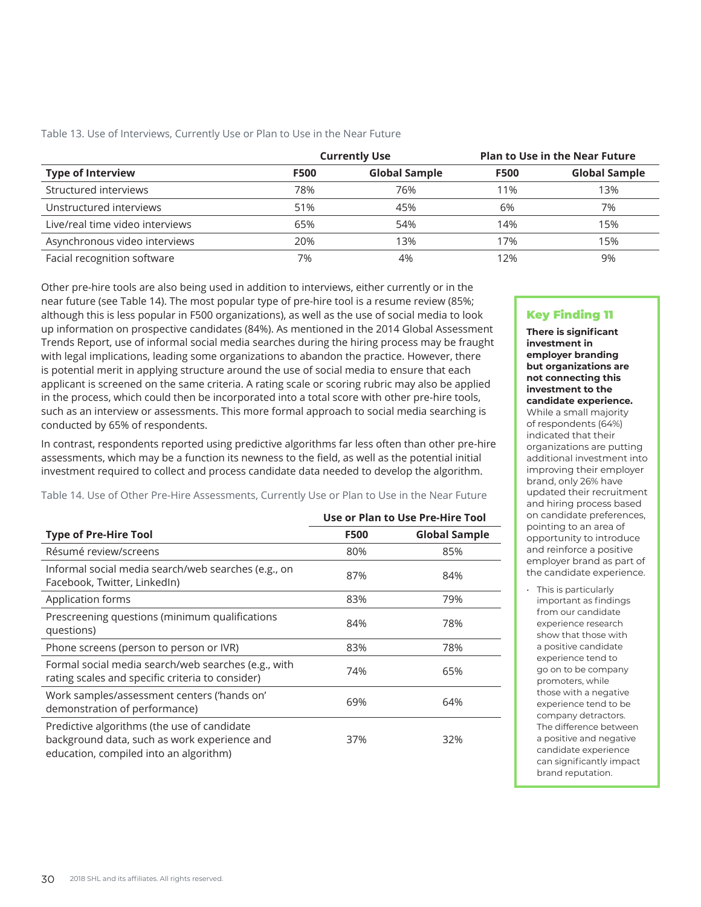Table 13. Use of Interviews, Currently Use or Plan to Use in the Near Future

| | Currently Use | | Plan to Use in the Near Future | |
|---|---|---|---|---|
| **Type of Interview** | **F500** | **Global Sample** | **F500** | **Global Sample** |
| Structured interviews | 78% | 76% | 11% | 13% |
| Unstructured interviews | 51% | 45% | 6% | 7% |
| Live/real time video interviews | 65% | 54% | 14% | 15% |
| Asynchronous video interviews | 20% | 13% | 17% | 15% |
| Facial recognition software | 7% | 4% | 12% | 9% |

Other pre-hire tools are also being used in addition to interviews, either currently or in the near future (see Table 14). The most popular type of pre-hire tool is a resume review (85%; although this is less popular in F500 organizations), as well as the use of social media to look up information on prospective candidates (84%). As mentioned in the 2014 Global Assessment Trends Report, use of informal social media searches during the hiring process may be fraught with legal implications, leading some organizations to abandon the practice. However, there is potential merit in applying structure around the use of social media to ensure that each applicant is screened on the same criteria. A rating scale or scoring rubric may also be applied in the process, which could then be incorporated into a total score with other pre-hire tools, such as an interview or assessments. This more formal approach to social media searching is conducted by 65% of respondents.

In contrast, respondents reported using predictive algorithms far less often than other pre-hire assessments, which may be a function its newness to the field, as well as the potential initial investment required to collect and process candidate data needed to develop the algorithm.

Table 14. Use of Other Pre-Hire Assessments, Currently Use or Plan to Use in the Near Future

| | Use or Plan to Use Pre-Hire Tool | |
|---|---|---|
| **Type of Pre-Hire Tool** | **F500** | **Global Sample** |
| Résumé review/screens | 80% | 85% |
| Informal social media search/web searches (e.g., on Facebook, Twitter, LinkedIn) | 87% | 84% |
| Application forms | 83% | 79% |
| Prescreening questions (minimum qualifications questions) | 84% | 78% |
| Phone screens (person to person or IVR) | 83% | 78% |
| Formal social media search/web searches (e.g., with rating scales and specific criteria to consider) | 74% | 65% |
| Work samples/assessment centers ('hands on' demonstration of performance) | 69% | 64% |
| Predictive algorithms (the use of candidate background data, such as work experience and education, compiled into an algorithm) | 37% | 32% |

### Key Finding 11

**There is significant investment in employer branding but organizations are not connecting this investment to the candidate experience.** While a small majority of respondents (64%) indicated that their organizations are putting additional investment into improving their employer brand, only 26% have updated their recruitment and hiring process based on candidate preferences, pointing to an area of opportunity to introduce and reinforce a positive employer brand as part of the candidate experience.

- This is particularly important as findings from our candidate experience research show that those with a positive candidate experience tend to go on to be company promoters, while those with a negative experience tend to be company detractors. The difference between a positive and negative candidate experience can significantly impact brand reputation.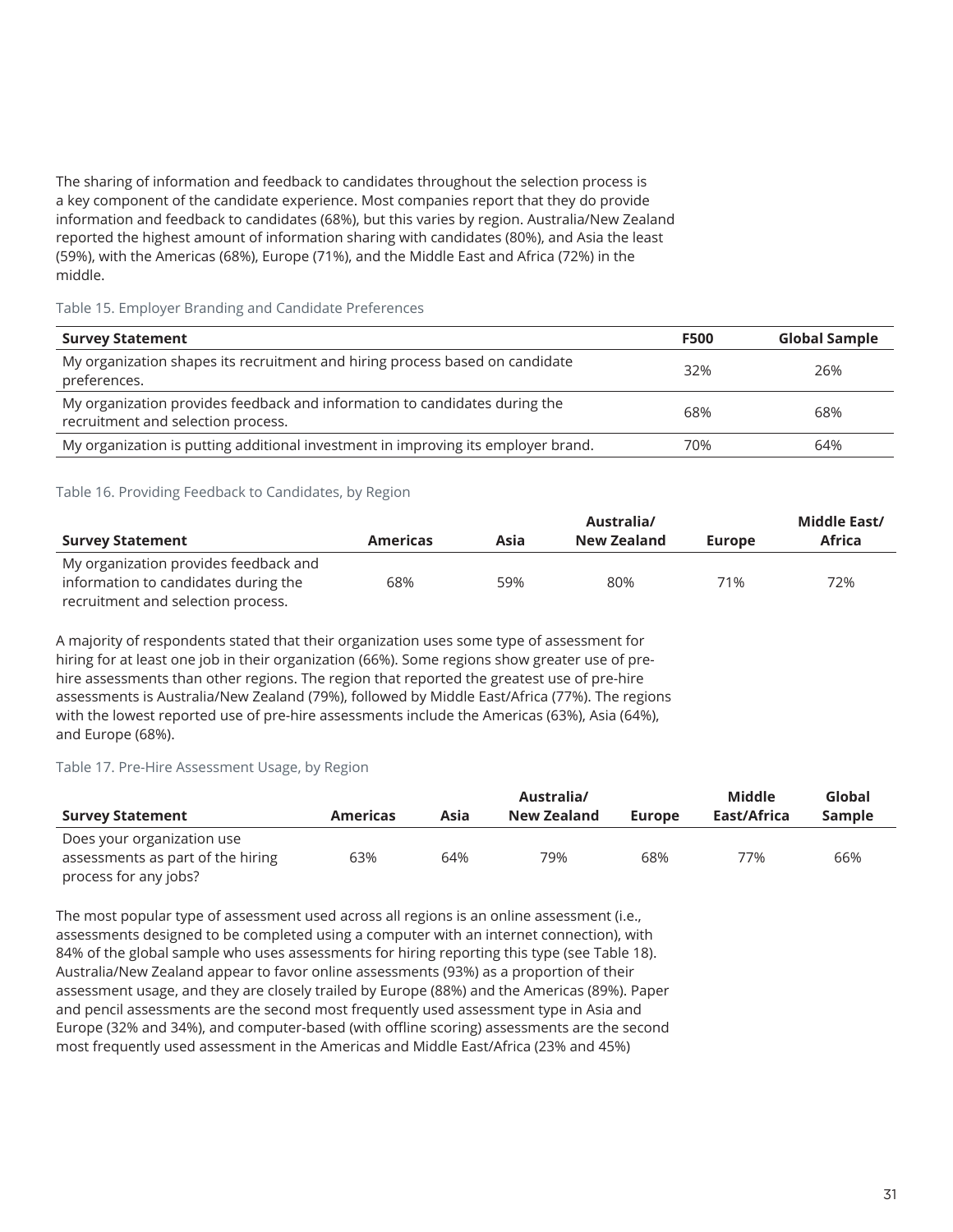The sharing of information and feedback to candidates throughout the selection process is a key component of the candidate experience. Most companies report that they do provide information and feedback to candidates (68%), but this varies by region. Australia/New Zealand reported the highest amount of information sharing with candidates (80%), and Asia the least (59%), with the Americas (68%), Europe (71%), and the Middle East and Africa (72%) in the middle.

Table 15. Employer Branding and Candidate Preferences

| Survey Statement | F500 | Global Sample |
|---|---|---|
| My organization shapes its recruitment and hiring process based on candidate preferences. | 32% | 26% |
| My organization provides feedback and information to candidates during the recruitment and selection process. | 68% | 68% |
| My organization is putting additional investment in improving its employer brand. | 70% | 64% |

Table 16. Providing Feedback to Candidates, by Region

| Survey Statement | Americas | Asia | Australia/ New Zealand | Europe | Middle East/ Africa |
|---|---|---|---|---|---|
| My organization provides feedback and information to candidates during the recruitment and selection process. | 68% | 59% | 80% | 71% | 72% |

A majority of respondents stated that their organization uses some type of assessment for hiring for at least one job in their organization (66%). Some regions show greater use of pre-hire assessments than other regions. The region that reported the greatest use of pre-hire assessments is Australia/New Zealand (79%), followed by Middle East/Africa (77%). The regions with the lowest reported use of pre-hire assessments include the Americas (63%), Asia (64%), and Europe (68%).

Table 17. Pre-Hire Assessment Usage, by Region

| Survey Statement | Americas | Asia | Australia/ New Zealand | Europe | Middle East/Africa | Global Sample |
|---|---|---|---|---|---|---|
| Does your organization use assessments as part of the hiring process for any jobs? | 63% | 64% | 79% | 68% | 77% | 66% |

The most popular type of assessment used across all regions is an online assessment (i.e., assessments designed to be completed using a computer with an internet connection), with 84% of the global sample who uses assessments for hiring reporting this type (see Table 18). Australia/New Zealand appear to favor online assessments (93%) as a proportion of their assessment usage, and they are closely trailed by Europe (88%) and the Americas (89%). Paper and pencil assessments are the second most frequently used assessment type in Asia and Europe (32% and 34%), and computer-based (with offline scoring) assessments are the second most frequently used assessment in the Americas and Middle East/Africa (23% and 45%)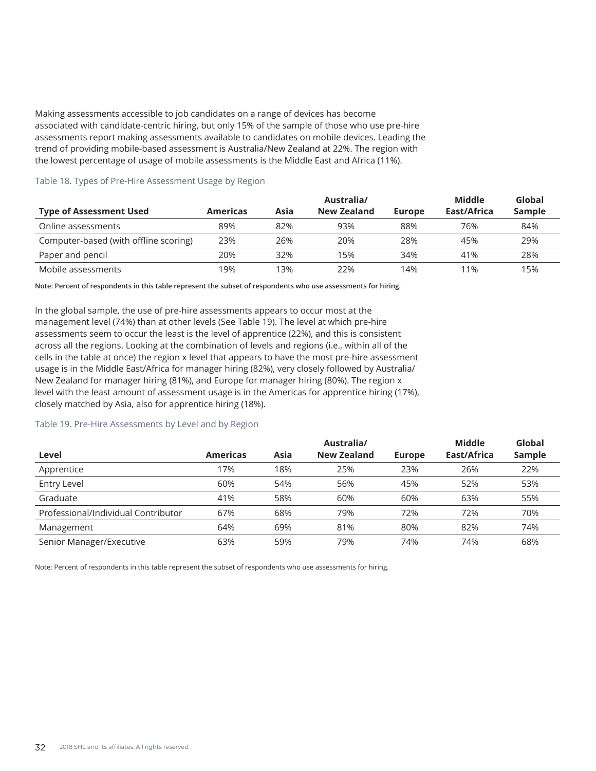Making assessments accessible to job candidates on a range of devices has become associated with candidate-centric hiring, but only 15% of the sample of those who use pre-hire assessments report making assessments available to candidates on mobile devices. Leading the trend of providing mobile-based assessment is Australia/New Zealand at 22%. The region with the lowest percentage of usage of mobile assessments is the Middle East and Africa (11%).

Table 18. Types of Pre-Hire Assessment Usage by Region

| Type of Assessment Used | Americas | Asia | Australia/ New Zealand | Europe | Middle East/Africa | Global Sample |
|---|---|---|---|---|---|---|
| Online assessments | 89% | 82% | 93% | 88% | 76% | 84% |
| Computer-based (with offline scoring) | 23% | 26% | 20% | 28% | 45% | 29% |
| Paper and pencil | 20% | 32% | 15% | 34% | 41% | 28% |
| Mobile assessments | 19% | 13% | 22% | 14% | 11% | 15% |

**Note: Percent of respondents in this table represent the subset of respondents who use assessments for hiring.**

In the global sample, the use of pre-hire assessments appears to occur most at the management level (74%) than at other levels (See Table 19). The level at which pre-hire assessments seem to occur the least is the level of apprentice (22%), and this is consistent across all the regions. Looking at the combination of levels and regions (i.e., within all of the cells in the table at once) the region x level that appears to have the most pre-hire assessment usage is in the Middle East/Africa for manager hiring (82%), very closely followed by Australia/ New Zealand for manager hiring (81%), and Europe for manager hiring (80%). The region x level with the least amount of assessment usage is in the Americas for apprentice hiring (17%), closely matched by Asia, also for apprentice hiring (18%).

Table 19. Pre-Hire Assessments by Level and by Region

| Level | Americas | Asia | Australia/ New Zealand | Europe | Middle East/Africa | Global Sample |
|---|---|---|---|---|---|---|
| Apprentice | 17% | 18% | 25% | 23% | 26% | 22% |
| Entry Level | 60% | 54% | 56% | 45% | 52% | 53% |
| Graduate | 41% | 58% | 60% | 60% | 63% | 55% |
| Professional/Individual Contributor | 67% | 68% | 79% | 72% | 72% | 70% |
| Management | 64% | 69% | 81% | 80% | 82% | 74% |
| Senior Manager/Executive | 63% | 59% | 79% | 74% | 74% | 68% |

Note: Percent of respondents in this table represent the subset of respondents who use assessments for hiring.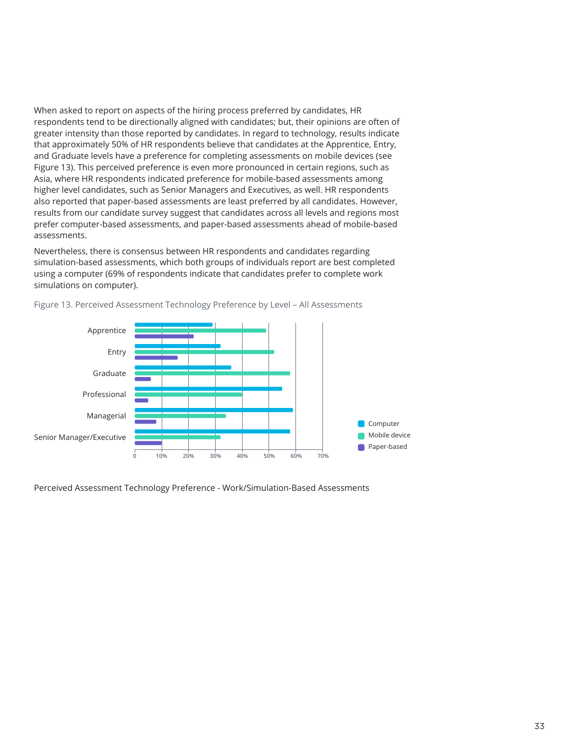When asked to report on aspects of the hiring process preferred by candidates, HR respondents tend to be directionally aligned with candidates; but, their opinions are often of greater intensity than those reported by candidates. In regard to technology, results indicate that approximately 50% of HR respondents believe that candidates at the Apprentice, Entry, and Graduate levels have a preference for completing assessments on mobile devices (see Figure 13). This perceived preference is even more pronounced in certain regions, such as Asia, where HR respondents indicated preference for mobile-based assessments among higher level candidates, such as Senior Managers and Executives, as well. HR respondents also reported that paper-based assessments are least preferred by all candidates. However, results from our candidate survey suggest that candidates across all levels and regions most prefer computer-based assessments, and paper-based assessments ahead of mobile-based assessments.

Nevertheless, there is consensus between HR respondents and candidates regarding simulation-based assessments, which both groups of individuals report are best completed using a computer (69% of respondents indicate that candidates prefer to complete work simulations on computer).

Figure 13. Perceived Assessment Technology Preference by Level – All Assessments

Apprentice
Entry
Graduate
Professional
Managerial
Senior Manager/Executive

0
10%
20%
30%
40%
50%
60%
70%

Computer
Mobile device
Paper-based

Perceived Assessment Technology Preference - Work/Simulation-Based Assessments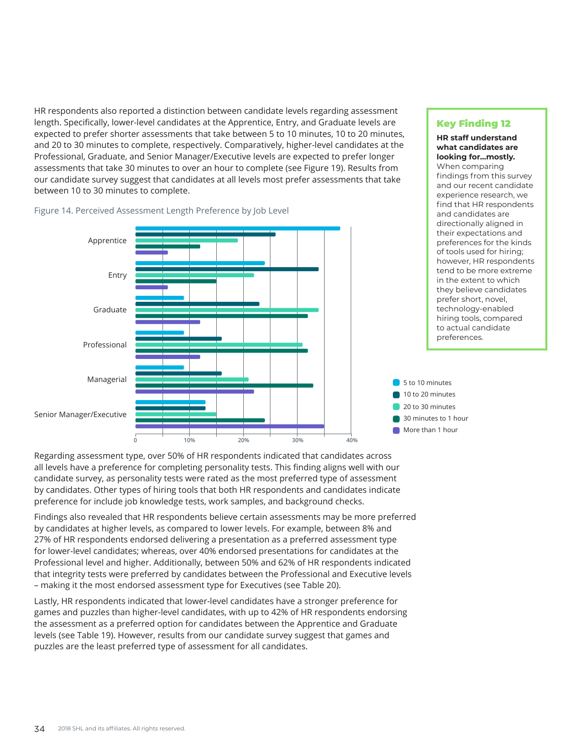HR respondents also reported a distinction between candidate levels regarding assessment length. Specifically, lower-level candidates at the Apprentice, Entry, and Graduate levels are expected to prefer shorter assessments that take between 5 to 10 minutes, 10 to 20 minutes, and 20 to 30 minutes to complete, respectively. Comparatively, higher-level candidates at the Professional, Graduate, and Senior Manager/Executive levels are expected to prefer longer assessments that take 30 minutes to over an hour to complete (see Figure 19). Results from our candidate survey suggest that candidates at all levels most prefer assessments that take between 10 to 30 minutes to complete.

> **Key Finding 12**
>
> **HR staff understand what candidates are looking for...mostly.**
> When comparing findings from this survey and our recent candidate experience research, we find that HR respondents and candidates are directionally aligned in their expectations and preferences for the kinds of tools used for hiring; however, HR respondents tend to be more extreme in the extent to which they believe candidates prefer short, novel, technology-enabled hiring tools, compared to actual candidate preferences.

Figure 14. Perceived Assessment Length Preference by Job Level

Apprentice
Entry
Graduate
Professional
Managerial
Senior Manager/Executive

0
10%
20%
30%
40%

5 to 10 minutes
10 to 20 minutes
20 to 30 minutes
30 minutes to 1 hour
More than 1 hour

Regarding assessment type, over 50% of HR respondents indicated that candidates across all levels have a preference for completing personality tests. This finding aligns well with our candidate survey, as personality tests were rated as the most preferred type of assessment by candidates. Other types of hiring tools that both HR respondents and candidates indicate preference for include job knowledge tests, work samples, and background checks.

Findings also revealed that HR respondents believe certain assessments may be more preferred by candidates at higher levels, as compared to lower levels. For example, between 8% and 27% of HR respondents endorsed delivering a presentation as a preferred assessment type for lower-level candidates; whereas, over 40% endorsed presentations for candidates at the Professional level and higher. Additionally, between 50% and 62% of HR respondents indicated that integrity tests were preferred by candidates between the Professional and Executive levels – making it the most endorsed assessment type for Executives (see Table 20).

Lastly, HR respondents indicated that lower-level candidates have a stronger preference for games and puzzles than higher-level candidates, with up to 42% of HR respondents endorsing the assessment as a preferred option for candidates between the Apprentice and Graduate levels (see Table 19). However, results from our candidate survey suggest that games and puzzles are the least preferred type of assessment for all candidates.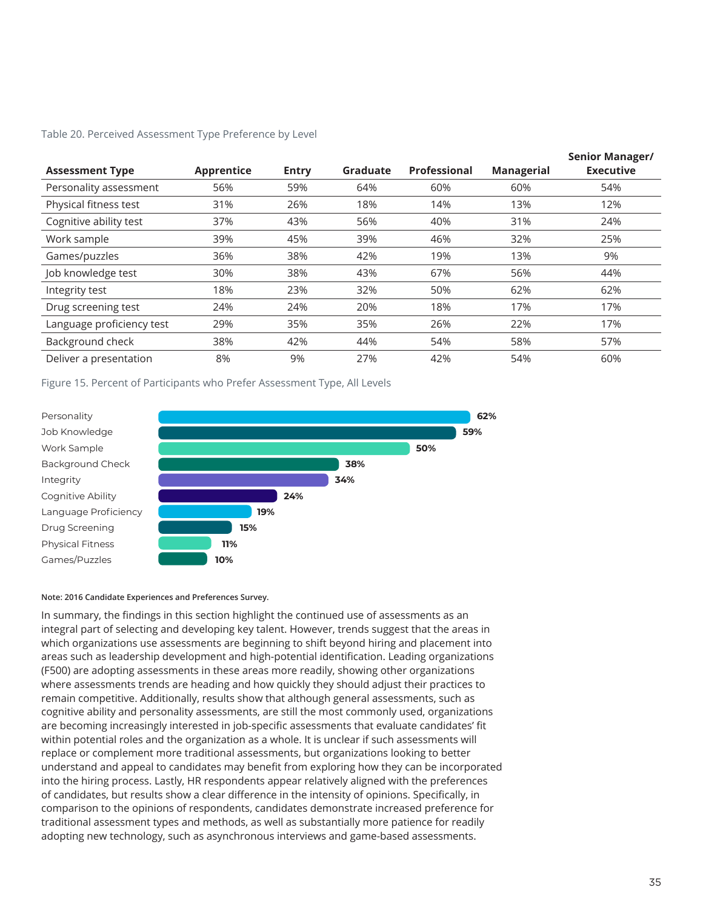Table 20. Perceived Assessment Type Preference by Level

| Assessment Type | Apprentice | Entry | Graduate | Professional | Managerial | Senior Manager/ Executive |
|---|---|---|---|---|---|---|
| Personality assessment | 56% | 59% | 64% | 60% | 60% | 54% |
| Physical fitness test | 31% | 26% | 18% | 14% | 13% | 12% |
| Cognitive ability test | 37% | 43% | 56% | 40% | 31% | 24% |
| Work sample | 39% | 45% | 39% | 46% | 32% | 25% |
| Games/puzzles | 36% | 38% | 42% | 19% | 13% | 9% |
| Job knowledge test | 30% | 38% | 43% | 67% | 56% | 44% |
| Integrity test | 18% | 23% | 32% | 50% | 62% | 62% |
| Drug screening test | 24% | 24% | 20% | 18% | 17% | 17% |
| Language proficiency test | 29% | 35% | 35% | 26% | 22% | 17% |
| Background check | 38% | 42% | 44% | 54% | 58% | 57% |
| Deliver a presentation | 8% | 9% | 27% | 42% | 54% | 60% |

Figure 15. Percent of Participants who Prefer Assessment Type, All Levels

Personality 62%
Job Knowledge 59%
Work Sample 50%
Background Check 38%
Integrity 34%
Cognitive Ability 24%
Language Proficiency 19%
Drug Screening 15%
Physical Fitness 11%
Games/Puzzles 10%

**Note: 2016 Candidate Experiences and Preferences Survey.**

In summary, the findings in this section highlight the continued use of assessments as an integral part of selecting and developing key talent. However, trends suggest that the areas in which organizations use assessments are beginning to shift beyond hiring and placement into areas such as leadership development and high-potential identification. Leading organizations (F500) are adopting assessments in these areas more readily, showing other organizations where assessments trends are heading and how quickly they should adjust their practices to remain competitive. Additionally, results show that although general assessments, such as cognitive ability and personality assessments, are still the most commonly used, organizations are becoming increasingly interested in job-specific assessments that evaluate candidates' fit within potential roles and the organization as a whole. It is unclear if such assessments will replace or complement more traditional assessments, but organizations looking to better understand and appeal to candidates may benefit from exploring how they can be incorporated into the hiring process. Lastly, HR respondents appear relatively aligned with the preferences of candidates, but results show a clear difference in the intensity of opinions. Specifically, in comparison to the opinions of respondents, candidates demonstrate increased preference for traditional assessment types and methods, as well as substantially more patience for readily adopting new technology, such as asynchronous interviews and game-based assessments.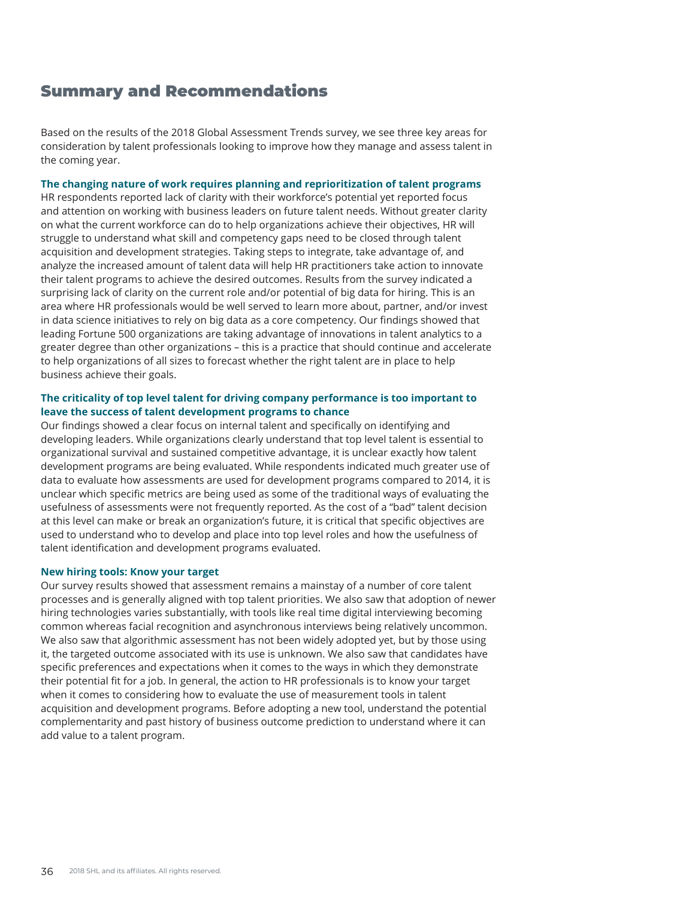# Summary and Recommendations

Based on the results of the 2018 Global Assessment Trends survey, we see three key areas for consideration by talent professionals looking to improve how they manage and assess talent in the coming year.

**The changing nature of work requires planning and reprioritization of talent programs**

HR respondents reported lack of clarity with their workforce's potential yet reported focus and attention on working with business leaders on future talent needs. Without greater clarity on what the current workforce can do to help organizations achieve their objectives, HR will struggle to understand what skill and competency gaps need to be closed through talent acquisition and development strategies. Taking steps to integrate, take advantage of, and analyze the increased amount of talent data will help HR practitioners take action to innovate their talent programs to achieve the desired outcomes. Results from the survey indicated a surprising lack of clarity on the current role and/or potential of big data for hiring. This is an area where HR professionals would be well served to learn more about, partner, and/or invest in data science initiatives to rely on big data as a core competency. Our findings showed that leading Fortune 500 organizations are taking advantage of innovations in talent analytics to a greater degree than other organizations – this is a practice that should continue and accelerate to help organizations of all sizes to forecast whether the right talent are in place to help business achieve their goals.

**The criticality of top level talent for driving company performance is too important to leave the success of talent development programs to chance**

Our findings showed a clear focus on internal talent and specifically on identifying and developing leaders. While organizations clearly understand that top level talent is essential to organizational survival and sustained competitive advantage, it is unclear exactly how talent development programs are being evaluated. While respondents indicated much greater use of data to evaluate how assessments are used for development programs compared to 2014, it is unclear which specific metrics are being used as some of the traditional ways of evaluating the usefulness of assessments were not frequently reported. As the cost of a "bad" talent decision at this level can make or break an organization's future, it is critical that specific objectives are used to understand who to develop and place into top level roles and how the usefulness of talent identification and development programs evaluated.

**New hiring tools: Know your target**

Our survey results showed that assessment remains a mainstay of a number of core talent processes and is generally aligned with top talent priorities. We also saw that adoption of newer hiring technologies varies substantially, with tools like real time digital interviewing becoming common whereas facial recognition and asynchronous interviews being relatively uncommon. We also saw that algorithmic assessment has not been widely adopted yet, but by those using it, the targeted outcome associated with its use is unknown. We also saw that candidates have specific preferences and expectations when it comes to the ways in which they demonstrate their potential fit for a job. In general, the action to HR professionals is to know your target when it comes to considering how to evaluate the use of measurement tools in talent acquisition and development programs. Before adopting a new tool, understand the potential complementarity and past history of business outcome prediction to understand where it can add value to a talent program.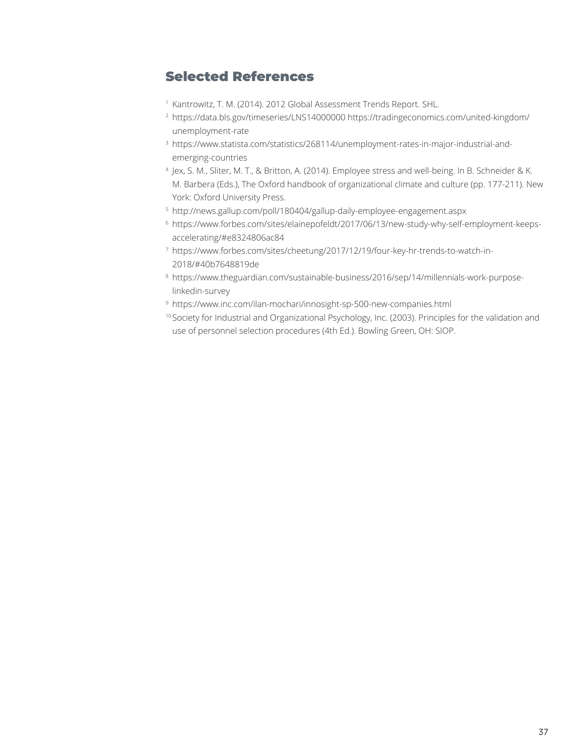## Selected References

[1] Kantrowitz, T. M. (2014). 2012 Global Assessment Trends Report. SHL.

[2] https://data.bls.gov/timeseries/LNS14000000 https://tradingeconomics.com/united-kingdom/unemployment-rate

[3] https://www.statista.com/statistics/268114/unemployment-rates-in-major-industrial-and-emerging-countries

[4] Jex, S. M., Sliter, M. T., & Britton, A. (2014). Employee stress and well-being. In B. Schneider & K. M. Barbera (Eds.), The Oxford handbook of organizational climate and culture (pp. 177-211). New York: Oxford University Press.

[5] http://news.gallup.com/poll/180404/gallup-daily-employee-engagement.aspx

[6] https://www.forbes.com/sites/elainepofeldt/2017/06/13/new-study-why-self-employment-keeps-accelerating/#e8324806ac84

[7] https://www.forbes.com/sites/cheetung/2017/12/19/four-key-hr-trends-to-watch-in-2018/#40b7648819de

[8] https://www.theguardian.com/sustainable-business/2016/sep/14/millennials-work-purpose-linkedin-survey

[9] https://www.inc.com/ilan-mochari/innosight-sp-500-new-companies.html

[10] Society for Industrial and Organizational Psychology, Inc. (2003). Principles for the validation and use of personnel selection procedures (4th Ed.). Bowling Green, OH: SIOP.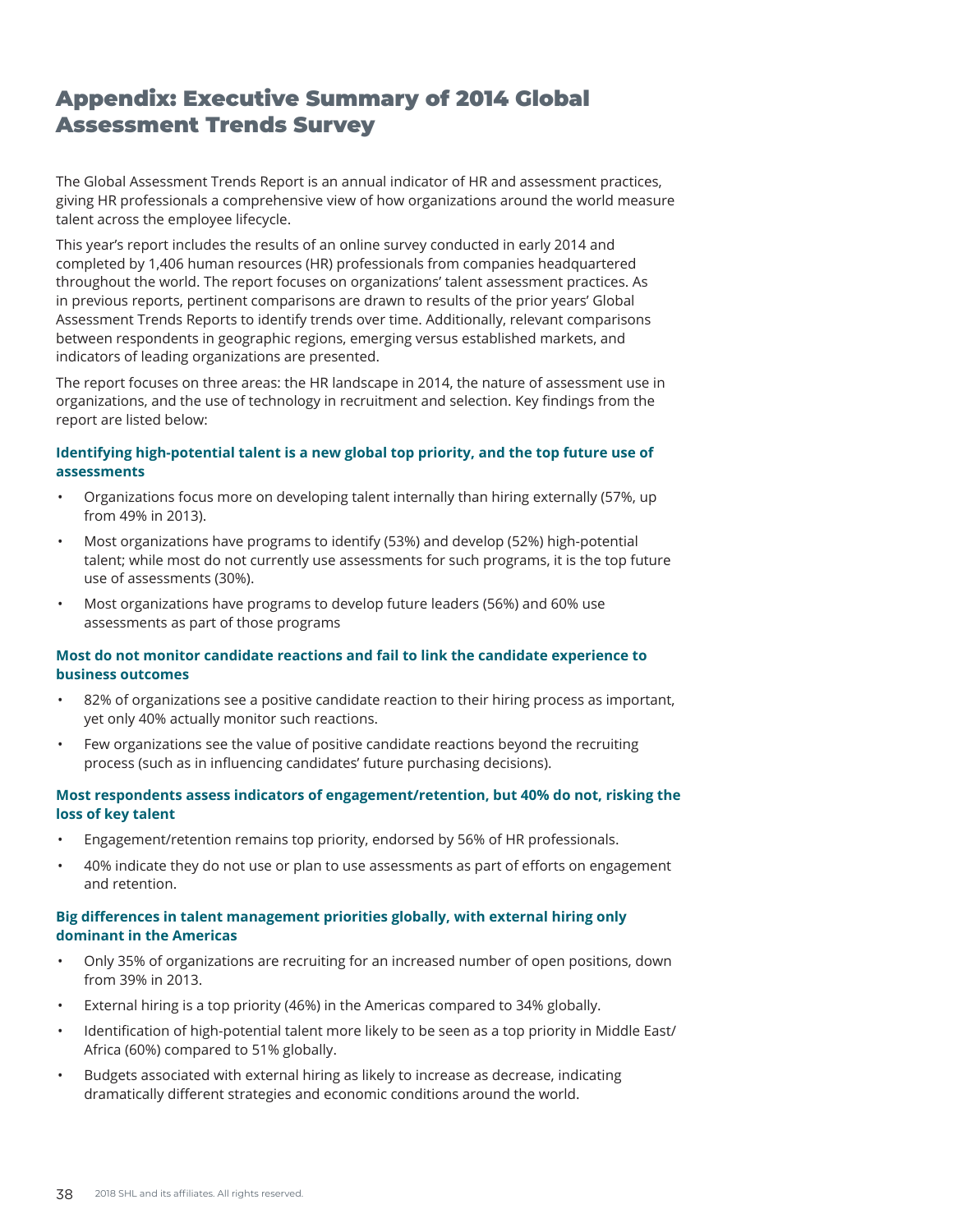# Appendix: Executive Summary of 2014 Global Assessment Trends Survey

The Global Assessment Trends Report is an annual indicator of HR and assessment practices, giving HR professionals a comprehensive view of how organizations around the world measure talent across the employee lifecycle.

This year's report includes the results of an online survey conducted in early 2014 and completed by 1,406 human resources (HR) professionals from companies headquartered throughout the world. The report focuses on organizations' talent assessment practices. As in previous reports, pertinent comparisons are drawn to results of the prior years' Global Assessment Trends Reports to identify trends over time. Additionally, relevant comparisons between respondents in geographic regions, emerging versus established markets, and indicators of leading organizations are presented.

The report focuses on three areas: the HR landscape in 2014, the nature of assessment use in organizations, and the use of technology in recruitment and selection. Key findings from the report are listed below:

**Identifying high-potential talent is a new global top priority, and the top future use of assessments**

- Organizations focus more on developing talent internally than hiring externally (57%, up from 49% in 2013).
- Most organizations have programs to identify (53%) and develop (52%) high-potential talent; while most do not currently use assessments for such programs, it is the top future use of assessments (30%).
- Most organizations have programs to develop future leaders (56%) and 60% use assessments as part of those programs

**Most do not monitor candidate reactions and fail to link the candidate experience to business outcomes**

- 82% of organizations see a positive candidate reaction to their hiring process as important, yet only 40% actually monitor such reactions.
- Few organizations see the value of positive candidate reactions beyond the recruiting process (such as in influencing candidates' future purchasing decisions).

**Most respondents assess indicators of engagement/retention, but 40% do not, risking the loss of key talent**

- Engagement/retention remains top priority, endorsed by 56% of HR professionals.
- 40% indicate they do not use or plan to use assessments as part of efforts on engagement and retention.

**Big differences in talent management priorities globally, with external hiring only dominant in the Americas**

- Only 35% of organizations are recruiting for an increased number of open positions, down from 39% in 2013.
- External hiring is a top priority (46%) in the Americas compared to 34% globally.
- Identification of high-potential talent more likely to be seen as a top priority in Middle East/ Africa (60%) compared to 51% globally.
- Budgets associated with external hiring as likely to increase as decrease, indicating dramatically different strategies and economic conditions around the world.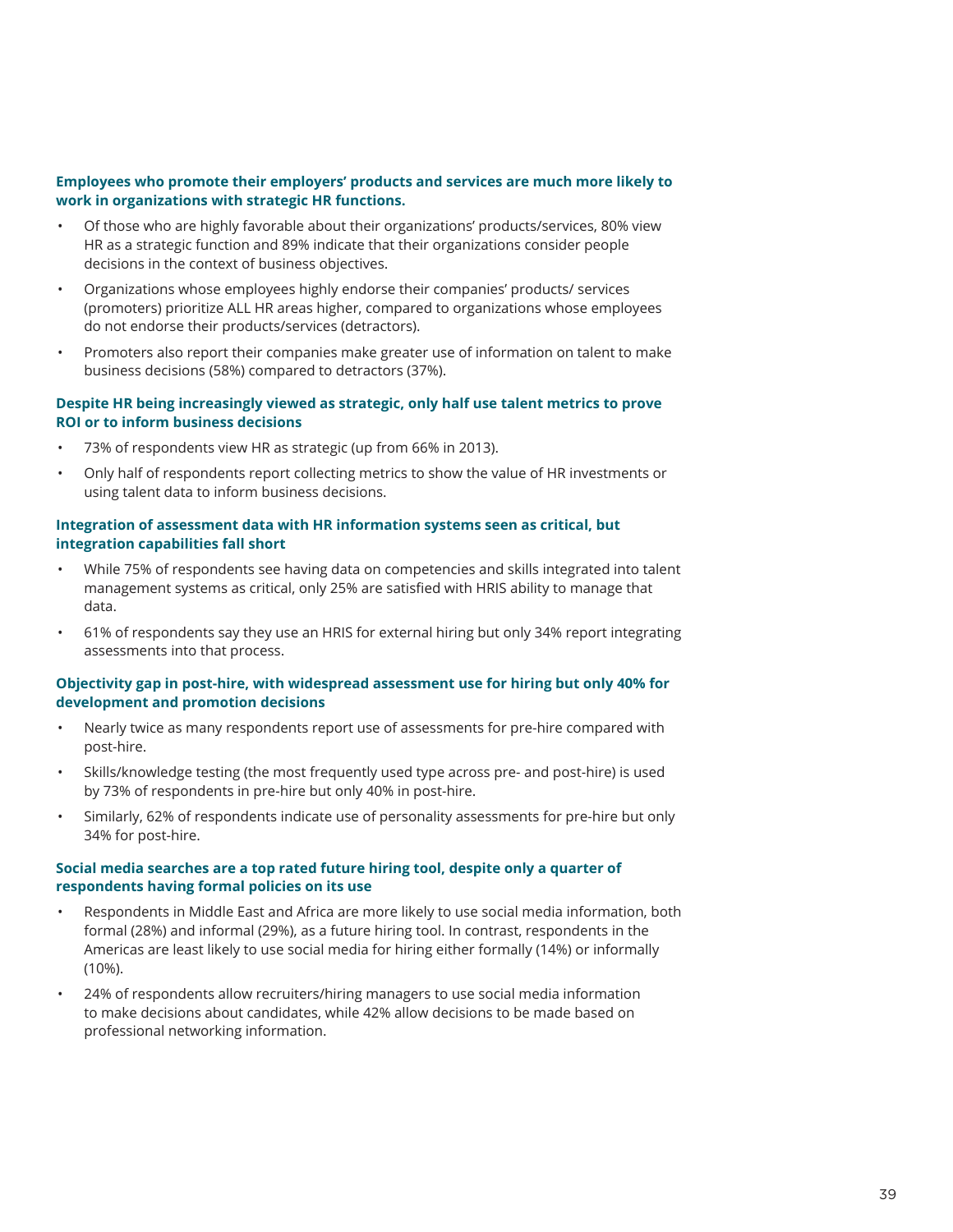**Employees who promote their employers' products and services are much more likely to work in organizations with strategic HR functions.**

- Of those who are highly favorable about their organizations' products/services, 80% view HR as a strategic function and 89% indicate that their organizations consider people decisions in the context of business objectives.
- Organizations whose employees highly endorse their companies' products/ services (promoters) prioritize ALL HR areas higher, compared to organizations whose employees do not endorse their products/services (detractors).
- Promoters also report their companies make greater use of information on talent to make business decisions (58%) compared to detractors (37%).

**Despite HR being increasingly viewed as strategic, only half use talent metrics to prove ROI or to inform business decisions**

- 73% of respondents view HR as strategic (up from 66% in 2013).
- Only half of respondents report collecting metrics to show the value of HR investments or using talent data to inform business decisions.

**Integration of assessment data with HR information systems seen as critical, but integration capabilities fall short**

- While 75% of respondents see having data on competencies and skills integrated into talent management systems as critical, only 25% are satisfied with HRIS ability to manage that data.
- 61% of respondents say they use an HRIS for external hiring but only 34% report integrating assessments into that process.

**Objectivity gap in post-hire, with widespread assessment use for hiring but only 40% for development and promotion decisions**

- Nearly twice as many respondents report use of assessments for pre-hire compared with post-hire.
- Skills/knowledge testing (the most frequently used type across pre- and post-hire) is used by 73% of respondents in pre-hire but only 40% in post-hire.
- Similarly, 62% of respondents indicate use of personality assessments for pre-hire but only 34% for post-hire.

**Social media searches are a top rated future hiring tool, despite only a quarter of respondents having formal policies on its use**

- Respondents in Middle East and Africa are more likely to use social media information, both formal (28%) and informal (29%), as a future hiring tool. In contrast, respondents in the Americas are least likely to use social media for hiring either formally (14%) or informally (10%).
- 24% of respondents allow recruiters/hiring managers to use social media information to make decisions about candidates, while 42% allow decisions to be made based on professional networking information.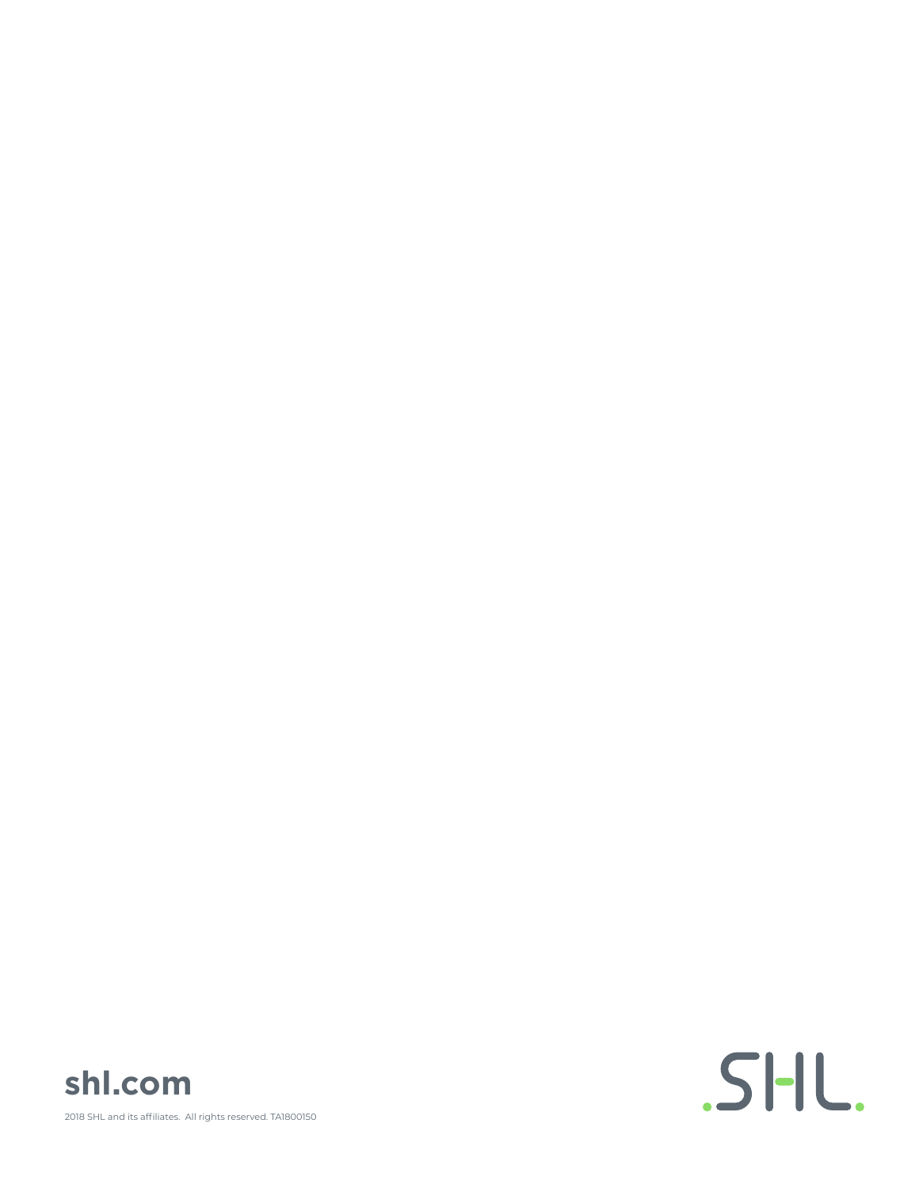**shl.com**

2018 SHL and its affiliates. All rights reserved. TA1800150

.SHL.